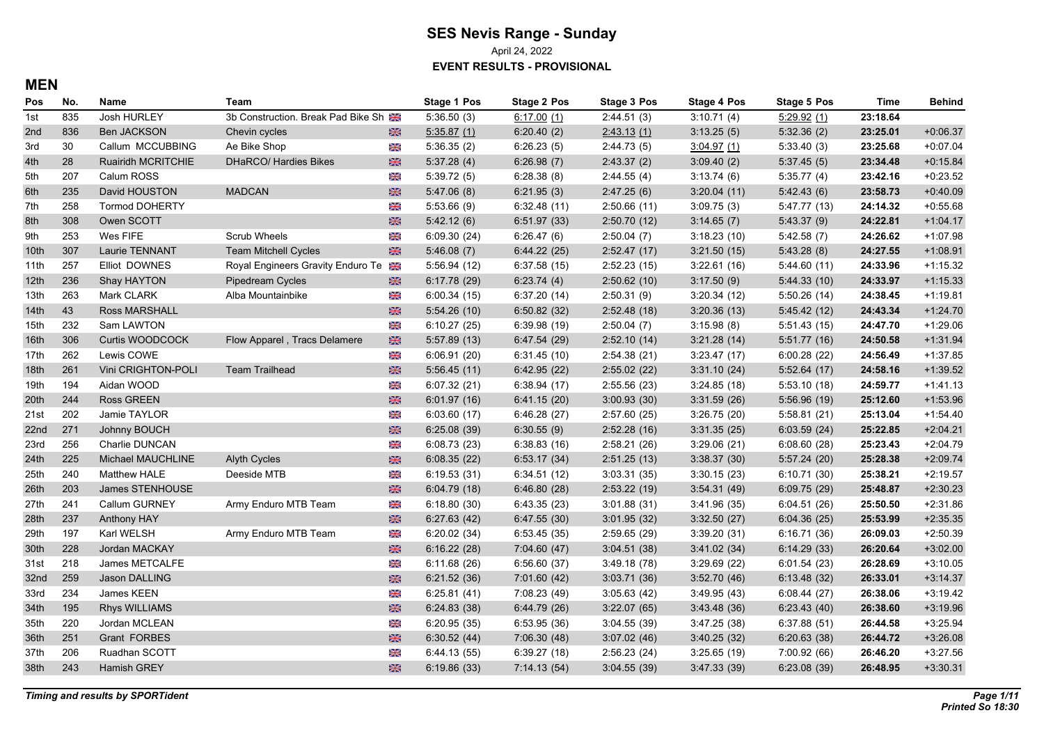# SES Nevis Range - Sunday

April 24, 2022

**EVENT RESULTS - PROVISIONAL**

## MEN

| Pos | No. | Name | Team | | Stage 1 Pos | Stage 2 Pos | Stage 3 Pos | Stage 4 Pos | Stage 5 Pos | Time | Behind |
|---|---|---|---|---|---|---|---|---|---|---|---|
| 1st | 835 | Josh HURLEY | 3b Construction. Break Pad Bike Sh | GBR | 5:36.50 (3) | 6:17.00 (1) | 2:44.51 (3) | 3:10.71 (4) | 5:29.92 (1) | **23:18.64** | |
| 2nd | 836 | Ben JACKSON | Chevin cycles | GBR | 5:35.87 (1) | 6:20.40 (2) | 2:43.13 (1) | 3:13.25 (5) | 5:32.36 (2) | **23:25.01** | +0:06.37 |
| 3rd | 30 | Callum MCCUBBING | Ae Bike Shop | GBR | 5:36.35 (2) | 6:26.23 (5) | 2:44.73 (5) | 3:04.97 (1) | 5:33.40 (3) | **23:25.68** | +0:07.04 |
| 4th | 28 | Ruairidh MCRITCHIE | DHaRCO/ Hardies Bikes | GBR | 5:37.28 (4) | 6:26.98 (7) | 2:43.37 (2) | 3:09.40 (2) | 5:37.45 (5) | **23:34.48** | +0:15.84 |
| 5th | 207 | Calum ROSS | | GBR | 5:39.72 (5) | 6:28.38 (8) | 2:44.55 (4) | 3:13.74 (6) | 5:35.77 (4) | **23:42.16** | +0:23.52 |
| 6th | 235 | David HOUSTON | MADCAN | GBR | 5:47.06 (8) | 6:21.95 (3) | 2:47.25 (6) | 3:20.04 (11) | 5:42.43 (6) | **23:58.73** | +0:40.09 |
| 7th | 258 | Tormod DOHERTY | | GBR | 5:53.66 (9) | 6:32.48 (11) | 2:50.66 (11) | 3:09.75 (3) | 5:47.77 (13) | **24:14.32** | +0:55.68 |
| 8th | 308 | Owen SCOTT | | GBR | 5:42.12 (6) | 6:51.97 (33) | 2:50.70 (12) | 3:14.65 (7) | 5:43.37 (9) | **24:22.81** | +1:04.17 |
| 9th | 253 | Wes FIFE | Scrub Wheels | GBR | 6:09.30 (24) | 6:26.47 (6) | 2:50.04 (7) | 3:18.23 (10) | 5:42.58 (7) | **24:26.62** | +1:07.98 |
| 10th | 307 | Laurie TENNANT | Team Mitchell Cycles | GBR | 5:46.08 (7) | 6:44.22 (25) | 2:52.47 (17) | 3:21.50 (15) | 5:43.28 (8) | **24:27.55** | +1:08.91 |
| 11th | 257 | Elliot DOWNES | Royal Engineers Gravity Enduro Te | GBR | 5:56.94 (12) | 6:37.58 (15) | 2:52.23 (15) | 3:22.61 (16) | 5:44.60 (11) | **24:33.96** | +1:15.32 |
| 12th | 236 | Shay HAYTON | Pipedream Cycles | GBR | 6:17.78 (29) | 6:23.74 (4) | 2:50.62 (10) | 3:17.50 (9) | 5:44.33 (10) | **24:33.97** | +1:15.33 |
| 13th | 263 | Mark CLARK | Alba Mountainbike | GBR | 6:00.34 (15) | 6:37.20 (14) | 2:50.31 (9) | 3:20.34 (12) | 5:50.26 (14) | **24:38.45** | +1:19.81 |
| 14th | 43 | Ross MARSHALL | | GBR | 5:54.26 (10) | 6:50.82 (32) | 2:52.48 (18) | 3:20.36 (13) | 5:45.42 (12) | **24:43.34** | +1:24.70 |
| 15th | 232 | Sam LAWTON | | GBR | 6:10.27 (25) | 6:39.98 (19) | 2:50.04 (7) | 3:15.98 (8) | 5:51.43 (15) | **24:47.70** | +1:29.06 |
| 16th | 306 | Curtis WOODCOCK | Flow Apparel , Tracs Delamere | GBR | 5:57.89 (13) | 6:47.54 (29) | 2:52.10 (14) | 3:21.28 (14) | 5:51.77 (16) | **24:50.58** | +1:31.94 |
| 17th | 262 | Lewis COWE | | GBR | 6:06.91 (20) | 6:31.45 (10) | 2:54.38 (21) | 3:23.47 (17) | 6:00.28 (22) | **24:56.49** | +1:37.85 |
| 18th | 261 | Vini CRIGHTON-POLI | Team Trailhead | GBR | 5:56.45 (11) | 6:42.95 (22) | 2:55.02 (22) | 3:31.10 (24) | 5:52.64 (17) | **24:58.16** | +1:39.52 |
| 19th | 194 | Aidan WOOD | | GBR | 6:07.32 (21) | 6:38.94 (17) | 2:55.56 (23) | 3:24.85 (18) | 5:53.10 (18) | **24:59.77** | +1:41.13 |
| 20th | 244 | Ross GREEN | | GBR | 6:01.97 (16) | 6:41.15 (20) | 3:00.93 (30) | 3:31.59 (26) | 5:56.96 (19) | **25:12.60** | +1:53.96 |
| 21st | 202 | Jamie TAYLOR | | GBR | 6:03.60 (17) | 6:46.28 (27) | 2:57.60 (25) | 3:26.75 (20) | 5:58.81 (21) | **25:13.04** | +1:54.40 |
| 22nd | 271 | Johnny BOUCH | | GBR | 6:25.08 (39) | 6:30.55 (9) | 2:52.28 (16) | 3:31.35 (25) | 6:03.59 (24) | **25:22.85** | +2:04.21 |
| 23rd | 256 | Charlie DUNCAN | | GBR | 6:08.73 (23) | 6:38.83 (16) | 2:58.21 (26) | 3:29.06 (21) | 6:08.60 (28) | **25:23.43** | +2:04.79 |
| 24th | 225 | Michael MAUCHLINE | Alyth Cycles | GBR | 6:08.35 (22) | 6:53.17 (34) | 2:51.25 (13) | 3:38.37 (30) | 5:57.24 (20) | **25:28.38** | +2:09.74 |
| 25th | 240 | Matthew HALE | Deeside MTB | GBR | 6:19.53 (31) | 6:34.51 (12) | 3:03.31 (35) | 3:30.15 (23) | 6:10.71 (30) | **25:38.21** | +2:19.57 |
| 26th | 203 | James STENHOUSE | | GBR | 6:04.79 (18) | 6:46.80 (28) | 2:53.22 (19) | 3:54.31 (49) | 6:09.75 (29) | **25:48.87** | +2:30.23 |
| 27th | 241 | Callum GURNEY | Army Enduro MTB Team | GBR | 6:18.80 (30) | 6:43.35 (23) | 3:01.88 (31) | 3:41.96 (35) | 6:04.51 (26) | **25:50.50** | +2:31.86 |
| 28th | 237 | Anthony HAY | | GBR | 6:27.63 (42) | 6:47.55 (30) | 3:01.95 (32) | 3:32.50 (27) | 6:04.36 (25) | **25:53.99** | +2:35.35 |
| 29th | 197 | Karl WELSH | Army Enduro MTB Team | GBR | 6:20.02 (34) | 6:53.45 (35) | 2:59.65 (29) | 3:39.20 (31) | 6:16.71 (36) | **26:09.03** | +2:50.39 |
| 30th | 228 | Jordan MACKAY | | GBR | 6:16.22 (28) | 7:04.60 (47) | 3:04.51 (38) | 3:41.02 (34) | 6:14.29 (33) | **26:20.64** | +3:02.00 |
| 31st | 218 | James METCALFE | | GBR | 6:11.68 (26) | 6:56.60 (37) | 3:49.18 (78) | 3:29.69 (22) | 6:01.54 (23) | **26:28.69** | +3:10.05 |
| 32nd | 259 | Jason DALLING | | GBR | 6:21.52 (36) | 7:01.60 (42) | 3:03.71 (36) | 3:52.70 (46) | 6:13.48 (32) | **26:33.01** | +3:14.37 |
| 33rd | 234 | James KEEN | | GBR | 6:25.81 (41) | 7:08.23 (49) | 3:05.63 (42) | 3:49.95 (43) | 6:08.44 (27) | **26:38.06** | +3:19.42 |
| 34th | 195 | Rhys WILLIAMS | | GBR | 6:24.83 (38) | 6:44.79 (26) | 3:22.07 (65) | 3:43.48 (36) | 6:23.43 (40) | **26:38.60** | +3:19.96 |
| 35th | 220 | Jordan MCLEAN | | GBR | 6:20.95 (35) | 6:53.95 (36) | 3:04.55 (39) | 3:47.25 (38) | 6:37.88 (51) | **26:44.58** | +3:25.94 |
| 36th | 251 | Grant FORBES | | GBR | 6:30.52 (44) | 7:06.30 (48) | 3:07.02 (46) | 3:40.25 (32) | 6:20.63 (38) | **26:44.72** | +3:26.08 |
| 37th | 206 | Ruadhan SCOTT | | GBR | 6:44.13 (55) | 6:39.27 (18) | 2:56.23 (24) | 3:25.65 (19) | 7:00.92 (66) | **26:46.20** | +3:27.56 |
| 38th | 243 | Hamish GREY | | GBR | 6:19.86 (33) | 7:14.13 (54) | 3:04.55 (39) | 3:47.33 (39) | 6:23.08 (39) | **26:48.95** | +3:30.31 |

***Timing and results by SPORTident***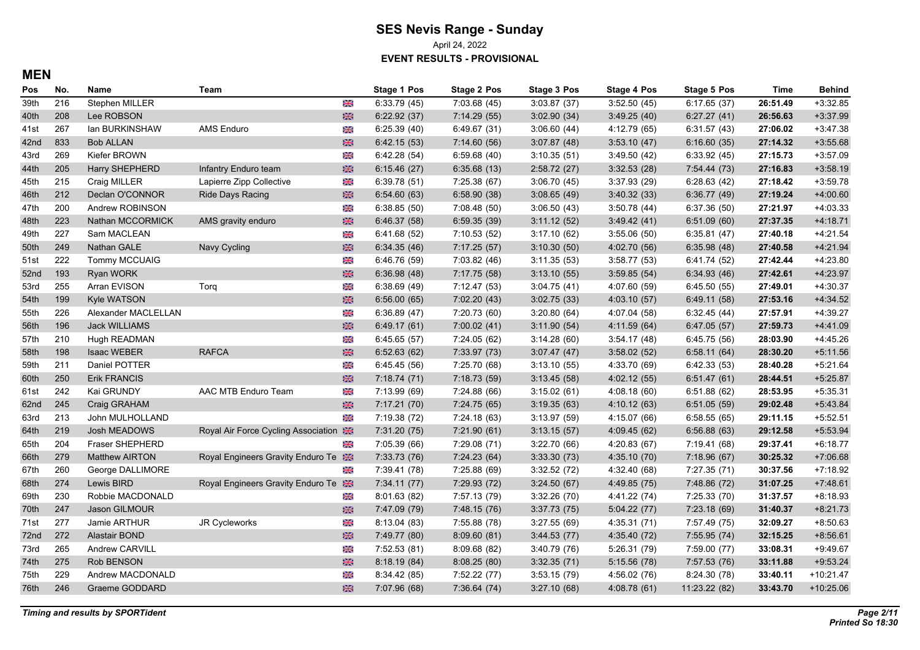# SES Nevis Range - Sunday

April 24, 2022

**EVENT RESULTS - PROVISIONAL**

## MEN

| Pos | No. | Name | Team | | Stage 1 Pos | Stage 2 Pos | Stage 3 Pos | Stage 4 Pos | Stage 5 Pos | Time | Behind |
|---|---|---|---|---|---|---|---|---|---|---|---|
| 39th | 216 | Stephen MILLER | | GBR | 6:33.79 (45) | 7:03.68 (45) | 3:03.87 (37) | 3:52.50 (45) | 6:17.65 (37) | **26:51.49** | +3:32.85 |
| 40th | 208 | Lee ROBSON | | GBR | 6:22.92 (37) | 7:14.29 (55) | 3:02.90 (34) | 3:49.25 (40) | 6:27.27 (41) | **26:56.63** | +3:37.99 |
| 41st | 267 | Ian BURKINSHAW | AMS Enduro | GBR | 6:25.39 (40) | 6:49.67 (31) | 3:06.60 (44) | 4:12.79 (65) | 6:31.57 (43) | **27:06.02** | +3:47.38 |
| 42nd | 833 | Bob ALLAN | | GBR | 6:42.15 (53) | 7:14.60 (56) | 3:07.87 (48) | 3:53.10 (47) | 6:16.60 (35) | **27:14.32** | +3:55.68 |
| 43rd | 269 | Kiefer BROWN | | GBR | 6:42.28 (54) | 6:59.68 (40) | 3:10.35 (51) | 3:49.50 (42) | 6:33.92 (45) | **27:15.73** | +3:57.09 |
| 44th | 205 | Harry SHEPHERD | Infantry Enduro team | GBR | 6:15.46 (27) | 6:35.68 (13) | 2:58.72 (27) | 3:32.53 (28) | 7:54.44 (73) | **27:16.83** | +3:58.19 |
| 45th | 215 | Craig MILLER | Lapierre Zipp Collective | GBR | 6:39.78 (51) | 7:25.38 (67) | 3:06.70 (45) | 3:37.93 (29) | 6:28.63 (42) | **27:18.42** | +3:59.78 |
| 46th | 212 | Declan O'CONNOR | Ride Days Racing | GBR | 6:54.60 (63) | 6:58.90 (38) | 3:08.65 (49) | 3:40.32 (33) | 6:36.77 (49) | **27:19.24** | +4:00.60 |
| 47th | 200 | Andrew ROBINSON | | GBR | 6:38.85 (50) | 7:08.48 (50) | 3:06.50 (43) | 3:50.78 (44) | 6:37.36 (50) | **27:21.97** | +4:03.33 |
| 48th | 223 | Nathan MCCORMICK | AMS gravity enduro | GBR | 6:46.37 (58) | 6:59.35 (39) | 3:11.12 (52) | 3:49.42 (41) | 6:51.09 (60) | **27:37.35** | +4:18.71 |
| 49th | 227 | Sam MACLEAN | | GBR | 6:41.68 (52) | 7:10.53 (52) | 3:17.10 (62) | 3:55.06 (50) | 6:35.81 (47) | **27:40.18** | +4:21.54 |
| 50th | 249 | Nathan GALE | Navy Cycling | GBR | 6:34.35 (46) | 7:17.25 (57) | 3:10.30 (50) | 4:02.70 (56) | 6:35.98 (48) | **27:40.58** | +4:21.94 |
| 51st | 222 | Tommy MCCUAIG | | GBR | 6:46.76 (59) | 7:03.82 (46) | 3:11.35 (53) | 3:58.77 (53) | 6:41.74 (52) | **27:42.44** | +4:23.80 |
| 52nd | 193 | Ryan WORK | | GBR | 6:36.98 (48) | 7:17.75 (58) | 3:13.10 (55) | 3:59.85 (54) | 6:34.93 (46) | **27:42.61** | +4:23.97 |
| 53rd | 255 | Arran EVISON | Torq | GBR | 6:38.69 (49) | 7:12.47 (53) | 3:04.75 (41) | 4:07.60 (59) | 6:45.50 (55) | **27:49.01** | +4:30.37 |
| 54th | 199 | Kyle WATSON | | GBR | 6:56.00 (65) | 7:02.20 (43) | 3:02.75 (33) | 4:03.10 (57) | 6:49.11 (58) | **27:53.16** | +4:34.52 |
| 55th | 226 | Alexander MACLELLAN | | GBR | 6:36.89 (47) | 7:20.73 (60) | 3:20.80 (64) | 4:07.04 (58) | 6:32.45 (44) | **27:57.91** | +4:39.27 |
| 56th | 196 | Jack WILLIAMS | | GBR | 6:49.17 (61) | 7:00.02 (41) | 3:11.90 (54) | 4:11.59 (64) | 6:47.05 (57) | **27:59.73** | +4:41.09 |
| 57th | 210 | Hugh READMAN | | GBR | 6:45.65 (57) | 7:24.05 (62) | 3:14.28 (60) | 3:54.17 (48) | 6:45.75 (56) | **28:03.90** | +4:45.26 |
| 58th | 198 | Isaac WEBER | RAFCA | GBR | 6:52.63 (62) | 7:33.97 (73) | 3:07.47 (47) | 3:58.02 (52) | 6:58.11 (64) | **28:30.20** | +5:11.56 |
| 59th | 211 | Daniel POTTER | | GBR | 6:45.45 (56) | 7:25.70 (68) | 3:13.10 (55) | 4:33.70 (69) | 6:42.33 (53) | **28:40.28** | +5:21.64 |
| 60th | 250 | Erik FRANCIS | | GBR | 7:18.74 (71) | 7:18.73 (59) | 3:13.45 (58) | 4:02.12 (55) | 6:51.47 (61) | **28:44.51** | +5:25.87 |
| 61st | 242 | Kai GRUNDY | AAC MTB Enduro Team | GBR | 7:13.99 (69) | 7:24.88 (66) | 3:15.02 (61) | 4:08.18 (60) | 6:51.88 (62) | **28:53.95** | +5:35.31 |
| 62nd | 245 | Craig GRAHAM | | GBR | 7:17.21 (70) | 7:24.75 (65) | 3:19.35 (63) | 4:10.12 (63) | 6:51.05 (59) | **29:02.48** | +5:43.84 |
| 63rd | 213 | John MULHOLLAND | | GBR | 7:19.38 (72) | 7:24.18 (63) | 3:13.97 (59) | 4:15.07 (66) | 6:58.55 (65) | **29:11.15** | +5:52.51 |
| 64th | 219 | Josh MEADOWS | Royal Air Force Cycling Association | GBR | 7:31.20 (75) | 7:21.90 (61) | 3:13.15 (57) | 4:09.45 (62) | 6:56.88 (63) | **29:12.58** | +5:53.94 |
| 65th | 204 | Fraser SHEPHERD | | GBR | 7:05.39 (66) | 7:29.08 (71) | 3:22.70 (66) | 4:20.83 (67) | 7:19.41 (68) | **29:37.41** | +6:18.77 |
| 66th | 279 | Matthew AIRTON | Royal Engineers Gravity Enduro Te | GBR | 7:33.73 (76) | 7:24.23 (64) | 3:33.30 (73) | 4:35.10 (70) | 7:18.96 (67) | **30:25.32** | +7:06.68 |
| 67th | 260 | George DALLIMORE | | GBR | 7:39.41 (78) | 7:25.88 (69) | 3:32.52 (72) | 4:32.40 (68) | 7:27.35 (71) | **30:37.56** | +7:18.92 |
| 68th | 274 | Lewis BIRD | Royal Engineers Gravity Enduro Te | GBR | 7:34.11 (77) | 7:29.93 (72) | 3:24.50 (67) | 4:49.85 (75) | 7:48.86 (72) | **31:07.25** | +7:48.61 |
| 69th | 230 | Robbie MACDONALD | | GBR | 8:01.63 (82) | 7:57.13 (79) | 3:32.26 (70) | 4:41.22 (74) | 7:25.33 (70) | **31:37.57** | +8:18.93 |
| 70th | 247 | Jason GILMOUR | | GBR | 7:47.09 (79) | 7:48.15 (76) | 3:37.73 (75) | 5:04.22 (77) | 7:23.18 (69) | **31:40.37** | +8:21.73 |
| 71st | 277 | Jamie ARTHUR | JR Cycleworks | GBR | 8:13.04 (83) | 7:55.88 (78) | 3:27.55 (69) | 4:35.31 (71) | 7:57.49 (75) | **32:09.27** | +8:50.63 |
| 72nd | 272 | Alastair BOND | | GBR | 7:49.77 (80) | 8:09.60 (81) | 3:44.53 (77) | 4:35.40 (72) | 7:55.95 (74) | **32:15.25** | +8:56.61 |
| 73rd | 265 | Andrew CARVILL | | GBR | 7:52.53 (81) | 8:09.68 (82) | 3:40.79 (76) | 5:26.31 (79) | 7:59.00 (77) | **33:08.31** | +9:49.67 |
| 74th | 275 | Rob BENSON | | GBR | 8:18.19 (84) | 8:08.25 (80) | 3:32.35 (71) | 5:15.56 (78) | 7:57.53 (76) | **33:11.88** | +9:53.24 |
| 75th | 229 | Andrew MACDONALD | | GBR | 8:34.42 (85) | 7:52.22 (77) | 3:53.15 (79) | 4:56.02 (76) | 8:24.30 (78) | **33:40.11** | +10:21.47 |
| 76th | 246 | Graeme GODDARD | | GBR | 7:07.96 (68) | 7:36.64 (74) | 3:27.10 (68) | 4:08.78 (61) | 11:23.22 (82) | **33:43.70** | +10:25.06 |

*Timing and results by SPORTident*

*Printed So 18:30*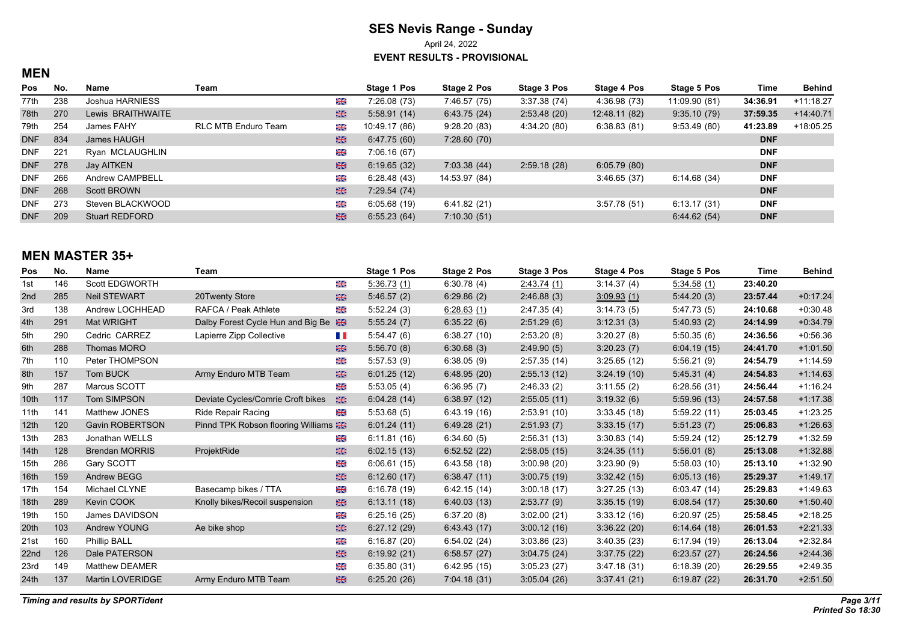# SES Nevis Range - Sunday

April 24, 2022

**EVENT RESULTS - PROVISIONAL**

## MEN

| Pos | No. | Name | Team | | Stage 1 Pos | Stage 2 Pos | Stage 3 Pos | Stage 4 Pos | Stage 5 Pos | Time | Behind |
|---|---|---|---|---|---|---|---|---|---|---|---|
| 77th | 238 | Joshua HARNIESS | | GB | 7:26.08 (73) | 7:46.57 (75) | 3:37.38 (74) | 4:36.98 (73) | 11:09.90 (81) | **34:36.91** | +11:18.27 |
| 78th | 270 | Lewis BRAITHWAITE | | GB | 5:58.91 (14) | 6:43.75 (24) | 2:53.48 (20) | 12:48.11 (82) | 9:35.10 (79) | **37:59.35** | +14:40.71 |
| 79th | 254 | James FAHY | RLC MTB Enduro Team | GB | 10:49.17 (86) | 9:28.20 (83) | 4:34.20 (80) | 6:38.83 (81) | 9:53.49 (80) | **41:23.89** | +18:05.25 |
| DNF | 834 | James HAUGH | | GB | 6:47.75 (60) | 7:28.60 (70) | | | | **DNF** | |
| DNF | 221 | Ryan MCLAUGHLIN | | GB | 7:06.16 (67) | | | | | **DNF** | |
| DNF | 278 | Jay AITKEN | | GB | 6:19.65 (32) | 7:03.38 (44) | 2:59.18 (28) | 6:05.79 (80) | | **DNF** | |
| DNF | 266 | Andrew CAMPBELL | | GB | 6:28.48 (43) | 14:53.97 (84) | | 3:46.65 (37) | 6:14.68 (34) | **DNF** | |
| DNF | 268 | Scott BROWN | | GB | 7:29.54 (74) | | | | | **DNF** | |
| DNF | 273 | Steven BLACKWOOD | | GB | 6:05.68 (19) | 6:41.82 (21) | | 3:57.78 (51) | 6:13.17 (31) | **DNF** | |
| DNF | 209 | Stuart REDFORD | | GB | 6:55.23 (64) | 7:10.30 (51) | | | 6:44.62 (54) | **DNF** | |

## MEN MASTER 35+

| Pos | No. | Name | Team | | Stage 1 Pos | Stage 2 Pos | Stage 3 Pos | Stage 4 Pos | Stage 5 Pos | Time | Behind |
|---|---|---|---|---|---|---|---|---|---|---|---|
| 1st | 146 | Scott EDGWORTH | | GB | 5:36.73 (1) | 6:30.78 (4) | 2:43.74 (1) | 3:14.37 (4) | 5:34.58 (1) | **23:40.20** | |
| 2nd | 285 | Neil STEWART | 20Twenty Store | GB | 5:46.57 (2) | 6:29.86 (2) | 2:46.88 (3) | 3:09.93 (1) | 5:44.20 (3) | **23:57.44** | +0:17.24 |
| 3rd | 138 | Andrew LOCHHEAD | RAFCA / Peak Athlete | GB | 5:52.24 (3) | 6:28.63 (1) | 2:47.35 (4) | 3:14.73 (5) | 5:47.73 (5) | **24:10.68** | +0:30.48 |
| 4th | 291 | Mat WRIGHT | Dalby Forest Cycle Hun and Big Be | GB | 5:55.24 (7) | 6:35.22 (6) | 2:51.29 (6) | 3:12.31 (3) | 5:40.93 (2) | **24:14.99** | +0:34.79 |
| 5th | 290 | Cedric CARREZ | Lapierre Zipp Collective | FR | 5:54.47 (6) | 6:38.27 (10) | 2:53.20 (8) | 3:20.27 (8) | 5:50.35 (6) | **24:36.56** | +0:56.36 |
| 6th | 288 | Thomas MORO | | GB | 5:56.70 (8) | 6:30.68 (3) | 2:49.90 (5) | 3:20.23 (7) | 6:04.19 (15) | **24:41.70** | +1:01.50 |
| 7th | 110 | Peter THOMPSON | | GB | 5:57.53 (9) | 6:38.05 (9) | 2:57.35 (14) | 3:25.65 (12) | 5:56.21 (9) | **24:54.79** | +1:14.59 |
| 8th | 157 | Tom BUCK | Army Enduro MTB Team | GB | 6:01.25 (12) | 6:48.95 (20) | 2:55.13 (12) | 3:24.19 (10) | 5:45.31 (4) | **24:54.83** | +1:14.63 |
| 9th | 287 | Marcus SCOTT | | GB | 5:53.05 (4) | 6:36.95 (7) | 2:46.33 (2) | 3:11.55 (2) | 6:28.56 (31) | **24:56.44** | +1:16.24 |
| 10th | 117 | Tom SIMPSON | Deviate Cycles/Comrie Croft bikes | GB | 6:04.28 (14) | 6:38.97 (12) | 2:55.05 (11) | 3:19.32 (6) | 5:59.96 (13) | **24:57.58** | +1:17.38 |
| 11th | 141 | Matthew JONES | Ride Repair Racing | GB | 5:53.68 (5) | 6:43.19 (16) | 2:53.91 (10) | 3:33.45 (18) | 5:59.22 (11) | **25:03.45** | +1:23.25 |
| 12th | 120 | Gavin ROBERTSON | Pinnd TPK Robson flooring Williams | GB | 6:01.24 (11) | 6:49.28 (21) | 2:51.93 (7) | 3:33.15 (17) | 5:51.23 (7) | **25:06.83** | +1:26.63 |
| 13th | 283 | Jonathan WELLS | | GB | 6:11.81 (16) | 6:34.60 (5) | 2:56.31 (13) | 3:30.83 (14) | 5:59.24 (12) | **25:12.79** | +1:32.59 |
| 14th | 128 | Brendan MORRIS | ProjektRide | GB | 6:02.15 (13) | 6:52.52 (22) | 2:58.05 (15) | 3:24.35 (11) | 5:56.01 (8) | **25:13.08** | +1:32.88 |
| 15th | 286 | Gary SCOTT | | GB | 6:06.61 (15) | 6:43.58 (18) | 3:00.98 (20) | 3:23.90 (9) | 5:58.03 (10) | **25:13.10** | +1:32.90 |
| 16th | 159 | Andrew BEGG | | GB | 6:12.60 (17) | 6:38.47 (11) | 3:00.75 (19) | 3:32.42 (15) | 6:05.13 (16) | **25:29.37** | +1:49.17 |
| 17th | 154 | Michael CLYNE | Basecamp bikes / TTA | GB | 6:16.78 (19) | 6:42.15 (14) | 3:00.18 (17) | 3:27.25 (13) | 6:03.47 (14) | **25:29.83** | +1:49.63 |
| 18th | 289 | Kevin COOK | Knolly bikes/Recoil suspension | GB | 6:13.11 (18) | 6:40.03 (13) | 2:53.77 (9) | 3:35.15 (19) | 6:08.54 (17) | **25:30.60** | +1:50.40 |
| 19th | 150 | James DAVIDSON | | GB | 6:25.16 (25) | 6:37.20 (8) | 3:02.00 (21) | 3:33.12 (16) | 6:20.97 (25) | **25:58.45** | +2:18.25 |
| 20th | 103 | Andrew YOUNG | Ae bike shop | GB | 6:27.12 (29) | 6:43.43 (17) | 3:00.12 (16) | 3:36.22 (20) | 6:14.64 (18) | **26:01.53** | +2:21.33 |
| 21st | 160 | Phillip BALL | | GB | 6:16.87 (20) | 6:54.02 (24) | 3:03.86 (23) | 3:40.35 (23) | 6:17.94 (19) | **26:13.04** | +2:32.84 |
| 22nd | 126 | Dale PATERSON | | GB | 6:19.92 (21) | 6:58.57 (27) | 3:04.75 (24) | 3:37.75 (22) | 6:23.57 (27) | **26:24.56** | +2:44.36 |
| 23rd | 149 | Matthew DEAMER | | GB | 6:35.80 (31) | 6:42.95 (15) | 3:05.23 (27) | 3:47.18 (31) | 6:18.39 (20) | **26:29.55** | +2:49.35 |
| 24th | 137 | Martin LOVERIDGE | Army Enduro MTB Team | GB | 6:25.20 (26) | 7:04.18 (31) | 3:05.04 (26) | 3:37.41 (21) | 6:19.87 (22) | **26:31.70** | +2:51.50 |

*Timing and results by SPORTident*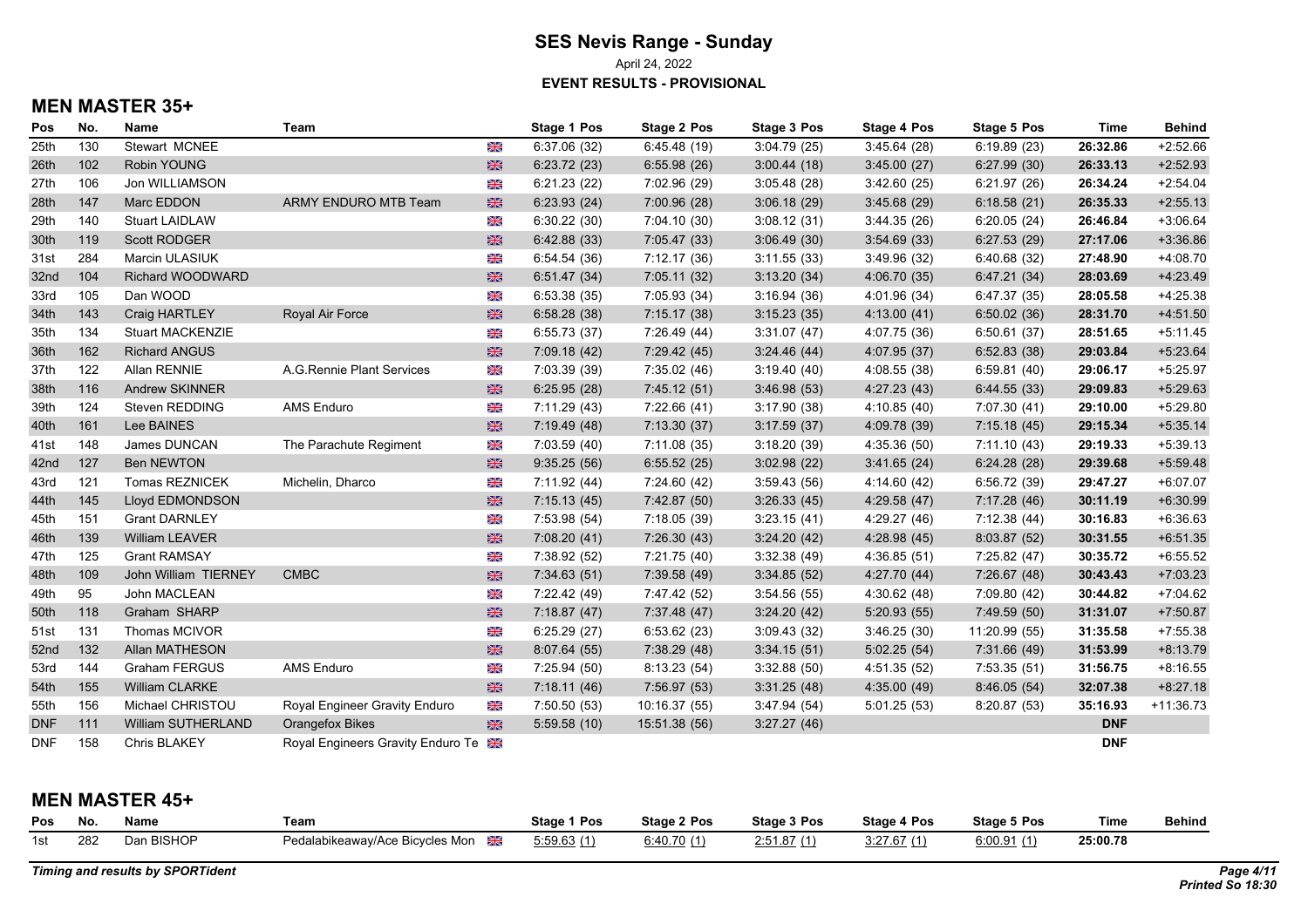# SES Nevis Range - Sunday

April 24, 2022

**EVENT RESULTS - PROVISIONAL**

## MEN MASTER 35+

| Pos | No. | Name | Team | | Stage 1 Pos | Stage 2 Pos | Stage 3 Pos | Stage 4 Pos | Stage 5 Pos | Time | Behind |
|---|---|---|---|---|---|---|---|---|---|---|---|
| 25th | 130 | Stewart MCNEE | | GB | 6:37.06 (32) | 6:45.48 (19) | 3:04.79 (25) | 3:45.64 (28) | 6:19.89 (23) | **26:32.86** | +2:52.66 |
| 26th | 102 | Robin YOUNG | | GB | 6:23.72 (23) | 6:55.98 (26) | 3:00.44 (18) | 3:45.00 (27) | 6:27.99 (30) | **26:33.13** | +2:52.93 |
| 27th | 106 | Jon WILLIAMSON | | GB | 6:21.23 (22) | 7:02.96 (29) | 3:05.48 (28) | 3:42.60 (25) | 6:21.97 (26) | **26:34.24** | +2:54.04 |
| 28th | 147 | Marc EDDON | ARMY ENDURO MTB Team | GB | 6:23.93 (24) | 7:00.96 (28) | 3:06.18 (29) | 3:45.68 (29) | 6:18.58 (21) | **26:35.33** | +2:55.13 |
| 29th | 140 | Stuart LAIDLAW | | GB | 6:30.22 (30) | 7:04.10 (30) | 3:08.12 (31) | 3:44.35 (26) | 6:20.05 (24) | **26:46.84** | +3:06.64 |
| 30th | 119 | Scott RODGER | | GB | 6:42.88 (33) | 7:05.47 (33) | 3:06.49 (30) | 3:54.69 (33) | 6:27.53 (29) | **27:17.06** | +3:36.86 |
| 31st | 284 | Marcin ULASIUK | | GB | 6:54.54 (36) | 7:12.17 (36) | 3:11.55 (33) | 3:49.96 (32) | 6:40.68 (32) | **27:48.90** | +4:08.70 |
| 32nd | 104 | Richard WOODWARD | | GB | 6:51.47 (34) | 7:05.11 (32) | 3:13.20 (34) | 4:06.70 (35) | 6:47.21 (34) | **28:03.69** | +4:23.49 |
| 33rd | 105 | Dan WOOD | | GB | 6:53.38 (35) | 7:05.93 (34) | 3:16.94 (36) | 4:01.96 (34) | 6:47.37 (35) | **28:05.58** | +4:25.38 |
| 34th | 143 | Craig HARTLEY | Royal Air Force | GB | 6:58.28 (38) | 7:15.17 (38) | 3:15.23 (35) | 4:13.00 (41) | 6:50.02 (36) | **28:31.70** | +4:51.50 |
| 35th | 134 | Stuart MACKENZIE | | GB | 6:55.73 (37) | 7:26.49 (44) | 3:31.07 (47) | 4:07.75 (36) | 6:50.61 (37) | **28:51.65** | +5:11.45 |
| 36th | 162 | Richard ANGUS | | GB | 7:09.18 (42) | 7:29.42 (45) | 3:24.46 (44) | 4:07.95 (37) | 6:52.83 (38) | **29:03.84** | +5:23.64 |
| 37th | 122 | Allan RENNIE | A.G.Rennie Plant Services | GB | 7:03.39 (39) | 7:35.02 (46) | 3:19.40 (40) | 4:08.55 (38) | 6:59.81 (40) | **29:06.17** | +5:25.97 |
| 38th | 116 | Andrew SKINNER | | GB | 6:25.95 (28) | 7:45.12 (51) | 3:46.98 (53) | 4:27.23 (43) | 6:44.55 (33) | **29:09.83** | +5:29.63 |
| 39th | 124 | Steven REDDING | AMS Enduro | GB | 7:11.29 (43) | 7:22.66 (41) | 3:17.90 (38) | 4:10.85 (40) | 7:07.30 (41) | **29:10.00** | +5:29.80 |
| 40th | 161 | Lee BAINES | | GB | 7:19.49 (48) | 7:13.30 (37) | 3:17.59 (37) | 4:09.78 (39) | 7:15.18 (45) | **29:15.34** | +5:35.14 |
| 41st | 148 | James DUNCAN | The Parachute Regiment | GB | 7:03.59 (40) | 7:11.08 (35) | 3:18.20 (39) | 4:35.36 (50) | 7:11.10 (43) | **29:19.33** | +5:39.13 |
| 42nd | 127 | Ben NEWTON | | GB | 9:35.25 (56) | 6:55.52 (25) | 3:02.98 (22) | 3:41.65 (24) | 6:24.28 (28) | **29:39.68** | +5:59.48 |
| 43rd | 121 | Tomas REZNICEK | Michelin, Dharco | GB | 7:11.92 (44) | 7:24.60 (42) | 3:59.43 (56) | 4:14.60 (42) | 6:56.72 (39) | **29:47.27** | +6:07.07 |
| 44th | 145 | Lloyd EDMONDSON | | GB | 7:15.13 (45) | 7:42.87 (50) | 3:26.33 (45) | 4:29.58 (47) | 7:17.28 (46) | **30:11.19** | +6:30.99 |
| 45th | 151 | Grant DARNLEY | | GB | 7:53.98 (54) | 7:18.05 (39) | 3:23.15 (41) | 4:29.27 (46) | 7:12.38 (44) | **30:16.83** | +6:36.63 |
| 46th | 139 | William LEAVER | | GB | 7:08.20 (41) | 7:26.30 (43) | 3:24.20 (42) | 4:28.98 (45) | 8:03.87 (52) | **30:31.55** | +6:51.35 |
| 47th | 125 | Grant RAMSAY | | GB | 7:38.92 (52) | 7:21.75 (40) | 3:32.38 (49) | 4:36.85 (51) | 7:25.82 (47) | **30:35.72** | +6:55.52 |
| 48th | 109 | John William TIERNEY | CMBC | GB | 7:34.63 (51) | 7:39.58 (49) | 3:34.85 (52) | 4:27.70 (44) | 7:26.67 (48) | **30:43.43** | +7:03.23 |
| 49th | 95 | John MACLEAN | | GB | 7:22.42 (49) | 7:47.42 (52) | 3:54.56 (55) | 4:30.62 (48) | 7:09.80 (42) | **30:44.82** | +7:04.62 |
| 50th | 118 | Graham SHARP | | GB | 7:18.87 (47) | 7:37.48 (47) | 3:24.20 (42) | 5:20.93 (55) | 7:49.59 (50) | **31:31.07** | +7:50.87 |
| 51st | 131 | Thomas MCIVOR | | GB | 6:25.29 (27) | 6:53.62 (23) | 3:09.43 (32) | 3:46.25 (30) | 11:20.99 (55) | **31:35.58** | +7:55.38 |
| 52nd | 132 | Allan MATHESON | | GB | 8:07.64 (55) | 7:38.29 (48) | 3:34.15 (51) | 5:02.25 (54) | 7:31.66 (49) | **31:53.99** | +8:13.79 |
| 53rd | 144 | Graham FERGUS | AMS Enduro | GB | 7:25.94 (50) | 8:13.23 (54) | 3:32.88 (50) | 4:51.35 (52) | 7:53.35 (51) | **31:56.75** | +8:16.55 |
| 54th | 155 | William CLARKE | | GB | 7:18.11 (46) | 7:56.97 (53) | 3:31.25 (48) | 4:35.00 (49) | 8:46.05 (54) | **32:07.38** | +8:27.18 |
| 55th | 156 | Michael CHRISTOU | Royal Engineer Gravity Enduro | GB | 7:50.50 (53) | 10:16.37 (55) | 3:47.94 (54) | 5:01.25 (53) | 8:20.87 (53) | **35:16.93** | +11:36.73 |
| DNF | 111 | William SUTHERLAND | Orangefox Bikes | GB | 5:59.58 (10) | 15:51.38 (56) | 3:27.27 (46) | | | **DNF** | |
| DNF | 158 | Chris BLAKEY | Royal Engineers Gravity Enduro Te | GB | | | | | | **DNF** | |

## MEN MASTER 45+

| Pos | No. | Name | Team | | Stage 1 Pos | Stage 2 Pos | Stage 3 Pos | Stage 4 Pos | Stage 5 Pos | Time | Behind |
|---|---|---|---|---|---|---|---|---|---|---|---|
| 1st | 282 | Dan BISHOP | Pedalabikeaway/Ace Bicycles Mon | GB | 5:59.63 (1) | 6:40.70 (1) | 2:51.87 (1) | 3:27.67 (1) | 6:00.91 (1) | **25:00.78** | |

*Timing and results by SPORTident*

*Printed So 18:30*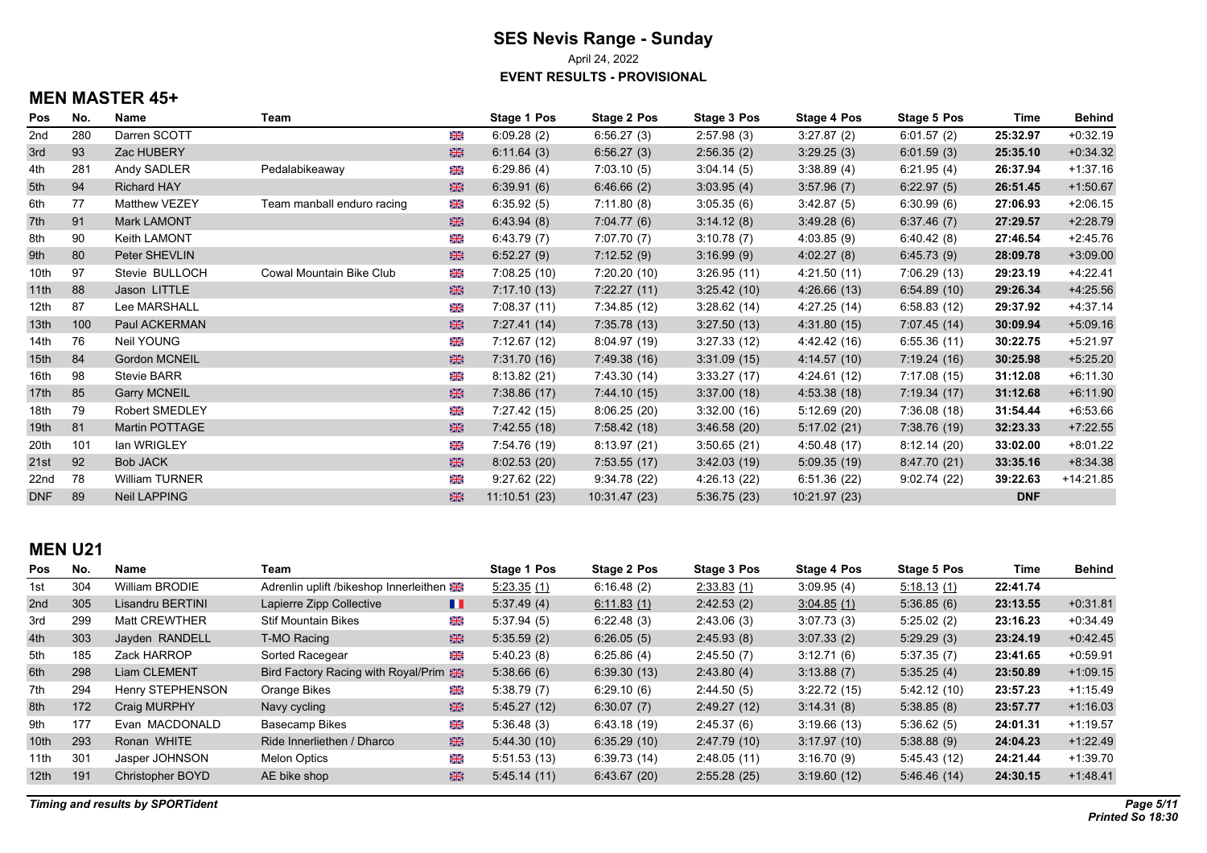# SES Nevis Range - Sunday

April 24, 2022

**EVENT RESULTS - PROVISIONAL**

## MEN MASTER 45+

| Pos | No. | Name | Team | | Stage 1 Pos | Stage 2 Pos | Stage 3 Pos | Stage 4 Pos | Stage 5 Pos | Time | Behind |
|---|---|---|---|---|---|---|---|---|---|---|---|
| 2nd | 280 | Darren SCOTT | | GB | 6:09.28 (2) | 6:56.27 (3) | 2:57.98 (3) | 3:27.87 (2) | 6:01.57 (2) | **25:32.97** | +0:32.19 |
| 3rd | 93 | Zac HUBERY | | GB | 6:11.64 (3) | 6:56.27 (3) | 2:56.35 (2) | 3:29.25 (3) | 6:01.59 (3) | **25:35.10** | +0:34.32 |
| 4th | 281 | Andy SADLER | Pedalabikeaway | GB | 6:29.86 (4) | 7:03.10 (5) | 3:04.14 (5) | 3:38.89 (4) | 6:21.95 (4) | **26:37.94** | +1:37.16 |
| 5th | 94 | Richard HAY | | GB | 6:39.91 (6) | 6:46.66 (2) | 3:03.95 (4) | 3:57.96 (7) | 6:22.97 (5) | **26:51.45** | +1:50.67 |
| 6th | 77 | Matthew VEZEY | Team manball enduro racing | GB | 6:35.92 (5) | 7:11.80 (8) | 3:05.35 (6) | 3:42.87 (5) | 6:30.99 (6) | **27:06.93** | +2:06.15 |
| 7th | 91 | Mark LAMONT | | GB | 6:43.94 (8) | 7:04.77 (6) | 3:14.12 (8) | 3:49.28 (6) | 6:37.46 (7) | **27:29.57** | +2:28.79 |
| 8th | 90 | Keith LAMONT | | GB | 6:43.79 (7) | 7:07.70 (7) | 3:10.78 (7) | 4:03.85 (9) | 6:40.42 (8) | **27:46.54** | +2:45.76 |
| 9th | 80 | Peter SHEVLIN | | GB | 6:52.27 (9) | 7:12.52 (9) | 3:16.99 (9) | 4:02.27 (8) | 6:45.73 (9) | **28:09.78** | +3:09.00 |
| 10th | 97 | Stevie BULLOCH | Cowal Mountain Bike Club | GB | 7:08.25 (10) | 7:20.20 (10) | 3:26.95 (11) | 4:21.50 (11) | 7:06.29 (13) | **29:23.19** | +4:22.41 |
| 11th | 88 | Jason LITTLE | | GB | 7:17.10 (13) | 7:22.27 (11) | 3:25.42 (10) | 4:26.66 (13) | 6:54.89 (10) | **29:26.34** | +4:25.56 |
| 12th | 87 | Lee MARSHALL | | GB | 7:08.37 (11) | 7:34.85 (12) | 3:28.62 (14) | 4:27.25 (14) | 6:58.83 (12) | **29:37.92** | +4:37.14 |
| 13th | 100 | Paul ACKERMAN | | GB | 7:27.41 (14) | 7:35.78 (13) | 3:27.50 (13) | 4:31.80 (15) | 7:07.45 (14) | **30:09.94** | +5:09.16 |
| 14th | 76 | Neil YOUNG | | GB | 7:12.67 (12) | 8:04.97 (19) | 3:27.33 (12) | 4:42.42 (16) | 6:55.36 (11) | **30:22.75** | +5:21.97 |
| 15th | 84 | Gordon MCNEIL | | GB | 7:31.70 (16) | 7:49.38 (16) | 3:31.09 (15) | 4:14.57 (10) | 7:19.24 (16) | **30:25.98** | +5:25.20 |
| 16th | 98 | Stevie BARR | | GB | 8:13.82 (21) | 7:43.30 (14) | 3:33.27 (17) | 4:24.61 (12) | 7:17.08 (15) | **31:12.08** | +6:11.30 |
| 17th | 85 | Garry MCNEIL | | GB | 7:38.86 (17) | 7:44.10 (15) | 3:37.00 (18) | 4:53.38 (18) | 7:19.34 (17) | **31:12.68** | +6:11.90 |
| 18th | 79 | Robert SMEDLEY | | GB | 7:27.42 (15) | 8:06.25 (20) | 3:32.00 (16) | 5:12.69 (20) | 7:36.08 (18) | **31:54.44** | +6:53.66 |
| 19th | 81 | Martin POTTAGE | | GB | 7:42.55 (18) | 7:58.42 (18) | 3:46.58 (20) | 5:17.02 (21) | 7:38.76 (19) | **32:23.33** | +7:22.55 |
| 20th | 101 | Ian WRIGLEY | | GB | 7:54.76 (19) | 8:13.97 (21) | 3:50.65 (21) | 4:50.48 (17) | 8:12.14 (20) | **33:02.00** | +8:01.22 |
| 21st | 92 | Bob JACK | | GB | 8:02.53 (20) | 7:53.55 (17) | 3:42.03 (19) | 5:09.35 (19) | 8:47.70 (21) | **33:35.16** | +8:34.38 |
| 22nd | 78 | William TURNER | | GB | 9:27.62 (22) | 9:34.78 (22) | 4:26.13 (22) | 6:51.36 (22) | 9:02.74 (22) | **39:22.63** | +14:21.85 |
| DNF | 89 | Neil LAPPING | | GB | 11:10.51 (23) | 10:31.47 (23) | 5:36.75 (23) | 10:21.97 (23) | | **DNF** | |

## MEN U21

| Pos | No. | Name | Team | | Stage 1 Pos | Stage 2 Pos | Stage 3 Pos | Stage 4 Pos | Stage 5 Pos | Time | Behind |
|---|---|---|---|---|---|---|---|---|---|---|---|
| 1st | 304 | William BRODIE | Adrenlin uplift /bikeshop Innerleithen | GB | 5:23.35 (1) | 6:16.48 (2) | 2:33.83 (1) | 3:09.95 (4) | 5:18.13 (1) | **22:41.74** | |
| 2nd | 305 | Lisandru BERTINI | Lapierre Zipp Collective | FR | 5:37.49 (4) | 6:11.83 (1) | 2:42.53 (2) | 3:04.85 (1) | 5:36.85 (6) | **23:13.55** | +0:31.81 |
| 3rd | 299 | Matt CREWTHER | Stif Mountain Bikes | GB | 5:37.94 (5) | 6:22.48 (3) | 2:43.06 (3) | 3:07.73 (3) | 5:25.02 (2) | **23:16.23** | +0:34.49 |
| 4th | 303 | Jayden RANDELL | T-MO Racing | GB | 5:35.59 (2) | 6:26.05 (5) | 2:45.93 (8) | 3:07.33 (2) | 5:29.29 (3) | **23:24.19** | +0:42.45 |
| 5th | 185 | Zack HARROP | Sorted Racegear | GB | 5:40.23 (8) | 6:25.86 (4) | 2:45.50 (7) | 3:12.71 (6) | 5:37.35 (7) | **23:41.65** | +0:59.91 |
| 6th | 298 | Liam CLEMENT | Bird Factory Racing with Royal/Prim | GB | 5:38.66 (6) | 6:39.30 (13) | 2:43.80 (4) | 3:13.88 (7) | 5:35.25 (4) | **23:50.89** | +1:09.15 |
| 7th | 294 | Henry STEPHENSON | Orange Bikes | GB | 5:38.79 (7) | 6:29.10 (6) | 2:44.50 (5) | 3:22.72 (15) | 5:42.12 (10) | **23:57.23** | +1:15.49 |
| 8th | 172 | Craig MURPHY | Navy cycling | GB | 5:45.27 (12) | 6:30.07 (7) | 2:49.27 (12) | 3:14.31 (8) | 5:38.85 (8) | **23:57.77** | +1:16.03 |
| 9th | 177 | Evan MACDONALD | Basecamp Bikes | GB | 5:36.48 (3) | 6:43.18 (19) | 2:45.37 (6) | 3:19.66 (13) | 5:36.62 (5) | **24:01.31** | +1:19.57 |
| 10th | 293 | Ronan WHITE | Ride Innerliethen / Dharco | GB | 5:44.30 (10) | 6:35.29 (10) | 2:47.79 (10) | 3:17.97 (10) | 5:38.88 (9) | **24:04.23** | +1:22.49 |
| 11th | 301 | Jasper JOHNSON | Melon Optics | GB | 5:51.53 (13) | 6:39.73 (14) | 2:48.05 (11) | 3:16.70 (9) | 5:45.43 (12) | **24:21.44** | +1:39.70 |
| 12th | 191 | Christopher BOYD | AE bike shop | GB | 5:45.14 (11) | 6:43.67 (20) | 2:55.28 (25) | 3:19.60 (12) | 5:46.46 (14) | **24:30.15** | +1:48.41 |

*Timing and results by SPORTident*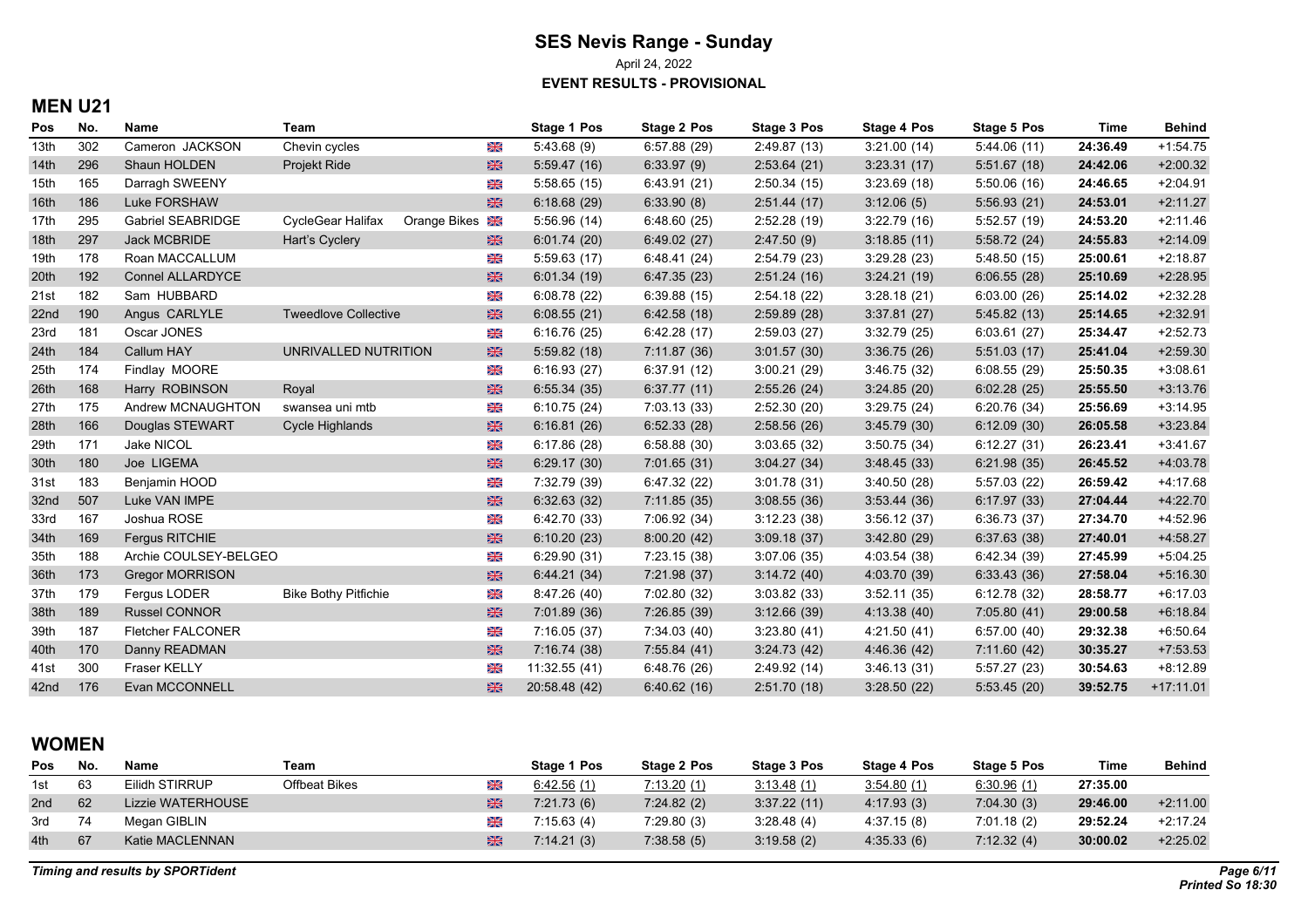# SES Nevis Range - Sunday

April 24, 2022

**EVENT RESULTS - PROVISIONAL**

## MEN U21

| Pos | No. | Name | Team | | Stage 1 Pos | Stage 2 Pos | Stage 3 Pos | Stage 4 Pos | Stage 5 Pos | Time | Behind |
|---|---|---|---|---|---|---|---|---|---|---|---|
| 13th | 302 | Cameron JACKSON | Chevin cycles | | 5:43.68 (9) | 6:57.88 (29) | 2:49.87 (13) | 3:21.00 (14) | 5:44.06 (11) | **24:36.49** | +1:54.75 |
| 14th | 296 | Shaun HOLDEN | Projekt Ride | | 5:59.47 (16) | 6:33.97 (9) | 2:53.64 (21) | 3:23.31 (17) | 5:51.67 (18) | **24:42.06** | +2:00.32 |
| 15th | 165 | Darragh SWEENY | | | 5:58.65 (15) | 6:43.91 (21) | 2:50.34 (15) | 3:23.69 (18) | 5:50.06 (16) | **24:46.65** | +2:04.91 |
| 16th | 186 | Luke FORSHAW | | | 6:18.68 (29) | 6:33.90 (8) | 2:51.44 (17) | 3:12.06 (5) | 5:56.93 (21) | **24:53.01** | +2:11.27 |
| 17th | 295 | Gabriel SEABRIDGE | CycleGear Halifax | Orange Bikes | 5:56.96 (14) | 6:48.60 (25) | 2:52.28 (19) | 3:22.79 (16) | 5:52.57 (19) | **24:53.20** | +2:11.46 |
| 18th | 297 | Jack MCBRIDE | Hart's Cyclery | | 6:01.74 (20) | 6:49.02 (27) | 2:47.50 (9) | 3:18.85 (11) | 5:58.72 (24) | **24:55.83** | +2:14.09 |
| 19th | 178 | Roan MACCALLUM | | | 5:59.63 (17) | 6:48.41 (24) | 2:54.79 (23) | 3:29.28 (23) | 5:48.50 (15) | **25:00.61** | +2:18.87 |
| 20th | 192 | Connel ALLARDYCE | | | 6:01.34 (19) | 6:47.35 (23) | 2:51.24 (16) | 3:24.21 (19) | 6:06.55 (28) | **25:10.69** | +2:28.95 |
| 21st | 182 | Sam HUBBARD | | | 6:08.78 (22) | 6:39.88 (15) | 2:54.18 (22) | 3:28.18 (21) | 6:03.00 (26) | **25:14.02** | +2:32.28 |
| 22nd | 190 | Angus CARLYLE | Tweedlove Collective | | 6:08.55 (21) | 6:42.58 (18) | 2:59.89 (28) | 3:37.81 (27) | 5:45.82 (13) | **25:14.65** | +2:32.91 |
| 23rd | 181 | Oscar JONES | | | 6:16.76 (25) | 6:42.28 (17) | 2:59.03 (27) | 3:32.79 (25) | 6:03.61 (27) | **25:34.47** | +2:52.73 |
| 24th | 184 | Callum HAY | UNRIVALLED NUTRITION | | 5:59.82 (18) | 7:11.87 (36) | 3:01.57 (30) | 3:36.75 (26) | 5:51.03 (17) | **25:41.04** | +2:59.30 |
| 25th | 174 | Findlay MOORE | | | 6:16.93 (27) | 6:37.91 (12) | 3:00.21 (29) | 3:46.75 (32) | 6:08.55 (29) | **25:50.35** | +3:08.61 |
| 26th | 168 | Harry ROBINSON | Royal | | 6:55.34 (35) | 6:37.77 (11) | 2:55.26 (24) | 3:24.85 (20) | 6:02.28 (25) | **25:55.50** | +3:13.76 |
| 27th | 175 | Andrew MCNAUGHTON | swansea uni mtb | | 6:10.75 (24) | 7:03.13 (33) | 2:52.30 (20) | 3:29.75 (24) | 6:20.76 (34) | **25:56.69** | +3:14.95 |
| 28th | 166 | Douglas STEWART | Cycle Highlands | | 6:16.81 (26) | 6:52.33 (28) | 2:58.56 (26) | 3:45.79 (30) | 6:12.09 (30) | **26:05.58** | +3:23.84 |
| 29th | 171 | Jake NICOL | | | 6:17.86 (28) | 6:58.88 (30) | 3:03.65 (32) | 3:50.75 (34) | 6:12.27 (31) | **26:23.41** | +3:41.67 |
| 30th | 180 | Joe LIGEMA | | | 6:29.17 (30) | 7:01.65 (31) | 3:04.27 (34) | 3:48.45 (33) | 6:21.98 (35) | **26:45.52** | +4:03.78 |
| 31st | 183 | Benjamin HOOD | | | 7:32.79 (39) | 6:47.32 (22) | 3:01.78 (31) | 3:40.50 (28) | 5:57.03 (22) | **26:59.42** | +4:17.68 |
| 32nd | 507 | Luke VAN IMPE | | | 6:32.63 (32) | 7:11.85 (35) | 3:08.55 (36) | 3:53.44 (36) | 6:17.97 (33) | **27:04.44** | +4:22.70 |
| 33rd | 167 | Joshua ROSE | | | 6:42.70 (33) | 7:06.92 (34) | 3:12.23 (38) | 3:56.12 (37) | 6:36.73 (37) | **27:34.70** | +4:52.96 |
| 34th | 169 | Fergus RITCHIE | | | 6:10.20 (23) | 8:00.20 (42) | 3:09.18 (37) | 3:42.80 (29) | 6:37.63 (38) | **27:40.01** | +4:58.27 |
| 35th | 188 | Archie COULSEY-BELGEO | | | 6:29.90 (31) | 7:23.15 (38) | 3:07.06 (35) | 4:03.54 (38) | 6:42.34 (39) | **27:45.99** | +5:04.25 |
| 36th | 173 | Gregor MORRISON | | | 6:44.21 (34) | 7:21.98 (37) | 3:14.72 (40) | 4:03.70 (39) | 6:33.43 (36) | **27:58.04** | +5:16.30 |
| 37th | 179 | Fergus LODER | Bike Bothy Pitfichie | | 8:47.26 (40) | 7:02.80 (32) | 3:03.82 (33) | 3:52.11 (35) | 6:12.78 (32) | **28:58.77** | +6:17.03 |
| 38th | 189 | Russel CONNOR | | | 7:01.89 (36) | 7:26.85 (39) | 3:12.66 (39) | 4:13.38 (40) | 7:05.80 (41) | **29:00.58** | +6:18.84 |
| 39th | 187 | Fletcher FALCONER | | | 7:16.05 (37) | 7:34.03 (40) | 3:23.80 (41) | 4:21.50 (41) | 6:57.00 (40) | **29:32.38** | +6:50.64 |
| 40th | 170 | Danny READMAN | | | 7:16.74 (38) | 7:55.84 (41) | 3:24.73 (42) | 4:46.36 (42) | 7:11.60 (42) | **30:35.27** | +7:53.53 |
| 41st | 300 | Fraser KELLY | | | 11:32.55 (41) | 6:48.76 (26) | 2:49.92 (14) | 3:46.13 (31) | 5:57.27 (23) | **30:54.63** | +8:12.89 |
| 42nd | 176 | Evan MCCONNELL | | | 20:58.48 (42) | 6:40.62 (16) | 2:51.70 (18) | 3:28.50 (22) | 5:53.45 (20) | **39:52.75** | +17:11.01 |

## WOMEN

| Pos | No. | Name | Team | Stage 1 Pos | Stage 2 Pos | Stage 3 Pos | Stage 4 Pos | Stage 5 Pos | Time | Behind |
|---|---|---|---|---|---|---|---|---|---|---|
| 1st | 63 | Eilidh STIRRUP | Offbeat Bikes | 6:42.56 (1) | 7:13.20 (1) | 3:13.48 (1) | 3:54.80 (1) | 6:30.96 (1) | **27:35.00** | |
| 2nd | 62 | Lizzie WATERHOUSE | | 7:21.73 (6) | 7:24.82 (2) | 3:37.22 (11) | 4:17.93 (3) | 7:04.30 (3) | **29:46.00** | +2:11.00 |
| 3rd | 74 | Megan GIBLIN | | 7:15.63 (4) | 7:29.80 (3) | 3:28.48 (4) | 4:37.15 (8) | 7:01.18 (2) | **29:52.24** | +2:17.24 |
| 4th | 67 | Katie MACLENNAN | | 7:14.21 (3) | 7:38.58 (5) | 3:19.58 (2) | 4:35.33 (6) | 7:12.32 (4) | **30:00.02** | +2:25.02 |

*Timing and results by SPORTident*

*Printed So 18:30*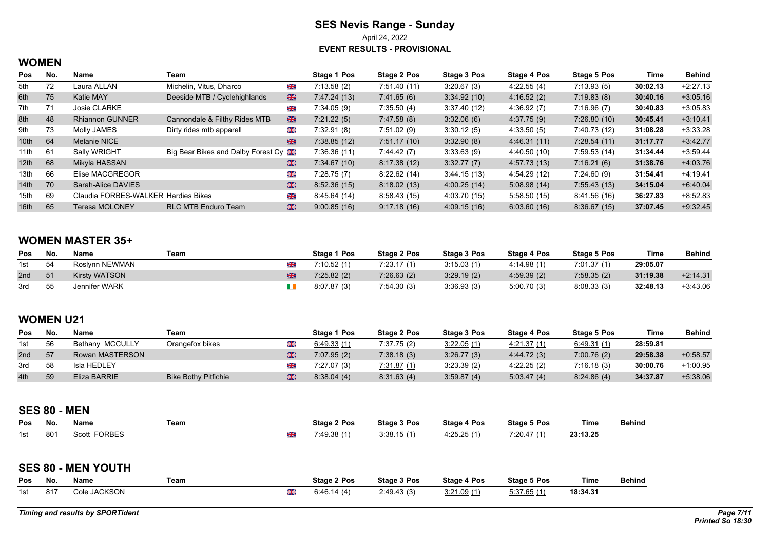# SES Nevis Range - Sunday

April 24, 2022

**EVENT RESULTS - PROVISIONAL**

## WOMEN

| Pos | No. | Name | Team | | Stage 1 Pos | Stage 2 Pos | Stage 3 Pos | Stage 4 Pos | Stage 5 Pos | Time | Behind |
|---|---|---|---|---|---|---|---|---|---|---|---|
| 5th | 72 | Laura ALLAN | Michelin, Vitus, Dharco | GB | 7:13.58 (2) | 7:51.40 (11) | 3:20.67 (3) | 4:22.55 (4) | 7:13.93 (5) | **30:02.13** | +2:27.13 |
| 6th | 75 | Katie MAY | Deeside MTB / Cyclehighlands | GB | 7:47.24 (13) | 7:41.65 (6) | 3:34.92 (10) | 4:16.52 (2) | 7:19.83 (8) | **30:40.16** | +3:05.16 |
| 7th | 71 | Josie CLARKE | | GB | 7:34.05 (9) | 7:35.50 (4) | 3:37.40 (12) | 4:36.92 (7) | 7:16.96 (7) | **30:40.83** | +3:05.83 |
| 8th | 48 | Rhiannon GUNNER | Cannondale & Filthy Rides MTB | GB | 7:21.22 (5) | 7:47.58 (8) | 3:32.06 (6) | 4:37.75 (9) | 7:26.80 (10) | **30:45.41** | +3:10.41 |
| 9th | 73 | Molly JAMES | Dirty rides mtb apparell | GB | 7:32.91 (8) | 7:51.02 (9) | 3:30.12 (5) | 4:33.50 (5) | 7:40.73 (12) | **31:08.28** | +3:33.28 |
| 10th | 64 | Melanie NICE | | GB | 7:38.85 (12) | 7:51.17 (10) | 3:32.90 (8) | 4:46.31 (11) | 7:28.54 (11) | **31:17.77** | +3:42.77 |
| 11th | 61 | Sally WRIGHT | Big Bear Bikes and Dalby Forest Cy | GB | 7:36.36 (11) | 7:44.42 (7) | 3:33.63 (9) | 4:40.50 (10) | 7:59.53 (14) | **31:34.44** | +3:59.44 |
| 12th | 68 | Mikyla HASSAN | | GB | 7:34.67 (10) | 8:17.38 (12) | 3:32.77 (7) | 4:57.73 (13) | 7:16.21 (6) | **31:38.76** | +4:03.76 |
| 13th | 66 | Elise MACGREGOR | | GB | 7:28.75 (7) | 8:22.62 (14) | 3:44.15 (13) | 4:54.29 (12) | 7:24.60 (9) | **31:54.41** | +4:19.41 |
| 14th | 70 | Sarah-Alice DAVIES | | GB | 8:52.36 (15) | 8:18.02 (13) | 4:00.25 (14) | 5:08.98 (14) | 7:55.43 (13) | **34:15.04** | +6:40.04 |
| 15th | 69 | Claudia FORBES-WALKER | Hardies Bikes | GB | 8:45.64 (14) | 8:58.43 (15) | 4:03.70 (15) | 5:58.50 (15) | 8:41.56 (16) | **36:27.83** | +8:52.83 |
| 16th | 65 | Teresa MOLONEY | RLC MTB Enduro Team | GB | 9:00.85 (16) | 9:17.18 (16) | 4:09.15 (16) | 6:03.60 (16) | 8:36.67 (15) | **37:07.45** | +9:32.45 |

## WOMEN MASTER 35+

| Pos | No. | Name | Team | | Stage 1 Pos | Stage 2 Pos | Stage 3 Pos | Stage 4 Pos | Stage 5 Pos | Time | Behind |
|---|---|---|---|---|---|---|---|---|---|---|---|
| 1st | 54 | Roslynn NEWMAN | | GB | 7:10.52 (1) | 7:23.17 (1) | 3:15.03 (1) | 4:14.98 (1) | 7:01.37 (1) | **29:05.07** | |
| 2nd | 51 | Kirsty WATSON | | GB | 7:25.82 (2) | 7:26.63 (2) | 3:29.19 (2) | 4:59.39 (2) | 7:58.35 (2) | **31:19.38** | +2:14.31 |
| 3rd | 55 | Jennifer WARK | | IE | 8:07.87 (3) | 7:54.30 (3) | 3:36.93 (3) | 5:00.70 (3) | 8:08.33 (3) | **32:48.13** | +3:43.06 |

## WOMEN U21

| Pos | No. | Name | Team | | Stage 1 Pos | Stage 2 Pos | Stage 3 Pos | Stage 4 Pos | Stage 5 Pos | Time | Behind |
|---|---|---|---|---|---|---|---|---|---|---|---|
| 1st | 56 | Bethany MCCULLY | Orangefox bikes | GB | 6:49.33 (1) | 7:37.75 (2) | 3:22.05 (1) | 4:21.37 (1) | 6:49.31 (1) | **28:59.81** | |
| 2nd | 57 | Rowan MASTERSON | | GB | 7:07.95 (2) | 7:38.18 (3) | 3:26.77 (3) | 4:44.72 (3) | 7:00.76 (2) | **29:58.38** | +0:58.57 |
| 3rd | 58 | Isla HEDLEY | | GB | 7:27.07 (3) | 7:31.87 (1) | 3:23.39 (2) | 4:22.25 (2) | 7:16.18 (3) | **30:00.76** | +1:00.95 |
| 4th | 59 | Eliza BARRIE | Bike Bothy Pitfichie | GB | 8:38.04 (4) | 8:31.63 (4) | 3:59.87 (4) | 5:03.47 (4) | 8:24.86 (4) | **34:37.87** | +5:38.06 |

## SES 80 - MEN

| Pos | No. | Name | Team | | Stage 2 Pos | Stage 3 Pos | Stage 4 Pos | Stage 5 Pos | Time | Behind |
|---|---|---|---|---|---|---|---|---|---|---|
| 1st | 801 | Scott FORBES | | GB | 7:49.38 (1) | 3:38.15 (1) | 4:25.25 (1) | 7:20.47 (1) | **23:13.25** | |

## SES 80 - MEN YOUTH

| Pos | No. | Name | Team | | Stage 2 Pos | Stage 3 Pos | Stage 4 Pos | Stage 5 Pos | Time | Behind |
|---|---|---|---|---|---|---|---|---|---|---|
| 1st | 817 | Cole JACKSON | | GB | 6:46.14 (4) | 2:49.43 (3) | 3:21.09 (1) | 5:37.65 (1) | **18:34.31** | |

*Timing and results by SPORTident*

*Printed So 18:30*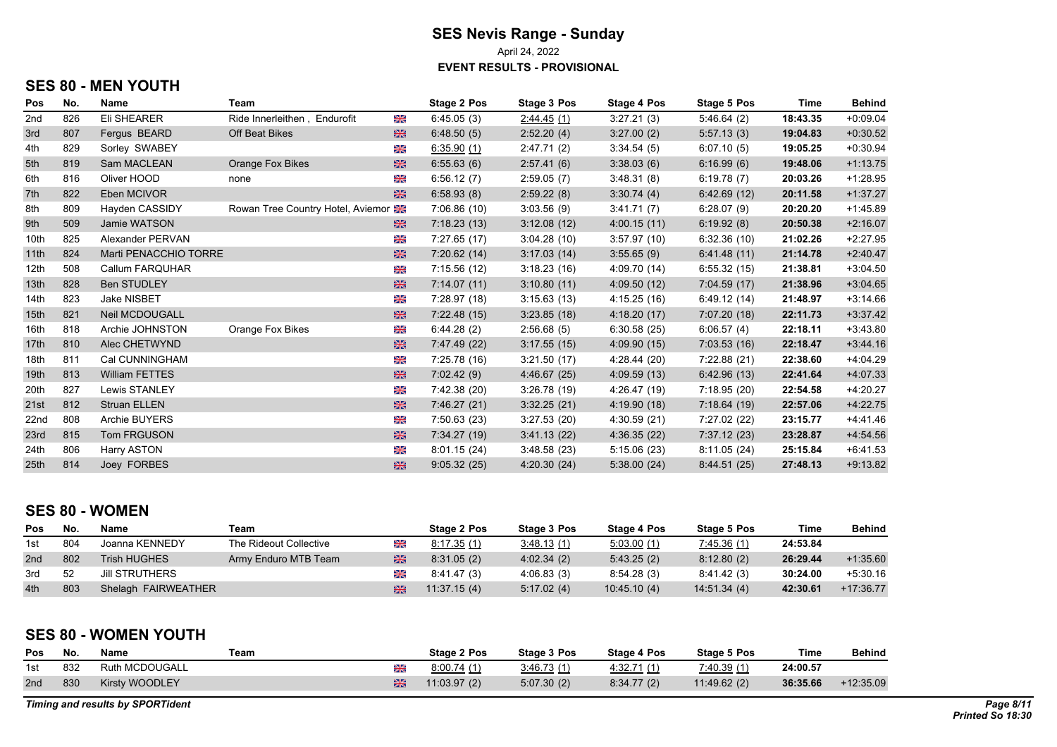# SES Nevis Range - Sunday

April 24, 2022

**EVENT RESULTS - PROVISIONAL**

## SES 80 - MEN YOUTH

| Pos | No. | Name | Team | | Stage 2 Pos | Stage 3 Pos | Stage 4 Pos | Stage 5 Pos | Time | Behind |
|---|---|---|---|---|---|---|---|---|---|---|
| 2nd | 826 | Eli SHEARER | Ride Innerleithen , Endurofit | 🇬🇧 | 6:45.05 (3) | 2:44.45 (1) | 3:27.21 (3) | 5:46.64 (2) | **18:43.35** | +0:09.04 |
| 3rd | 807 | Fergus BEARD | Off Beat Bikes | 🇬🇧 | 6:48.50 (5) | 2:52.20 (4) | 3:27.00 (2) | 5:57.13 (3) | **19:04.83** | +0:30.52 |
| 4th | 829 | Sorley SWABEY | | 🇬🇧 | 6:35.90 (1) | 2:47.71 (2) | 3:34.54 (5) | 6:07.10 (5) | **19:05.25** | +0:30.94 |
| 5th | 819 | Sam MACLEAN | Orange Fox Bikes | 🇬🇧 | 6:55.63 (6) | 2:57.41 (6) | 3:38.03 (6) | 6:16.99 (6) | **19:48.06** | +1:13.75 |
| 6th | 816 | Oliver HOOD | none | 🇬🇧 | 6:56.12 (7) | 2:59.05 (7) | 3:48.31 (8) | 6:19.78 (7) | **20:03.26** | +1:28.95 |
| 7th | 822 | Eben MCIVOR | | 🇬🇧 | 6:58.93 (8) | 2:59.22 (8) | 3:30.74 (4) | 6:42.69 (12) | **20:11.58** | +1:37.27 |
| 8th | 809 | Hayden CASSIDY | Rowan Tree Country Hotel, Aviemor | 🇬🇧 | 7:06.86 (10) | 3:03.56 (9) | 3:41.71 (7) | 6:28.07 (9) | **20:20.20** | +1:45.89 |
| 9th | 509 | Jamie WATSON | | 🇬🇧 | 7:18.23 (13) | 3:12.08 (12) | 4:00.15 (11) | 6:19.92 (8) | **20:50.38** | +2:16.07 |
| 10th | 825 | Alexander PERVAN | | 🇬🇧 | 7:27.65 (17) | 3:04.28 (10) | 3:57.97 (10) | 6:32.36 (10) | **21:02.26** | +2:27.95 |
| 11th | 824 | Marti PENACCHIO TORRE | | 🇬🇧 | 7:20.62 (14) | 3:17.03 (14) | 3:55.65 (9) | 6:41.48 (11) | **21:14.78** | +2:40.47 |
| 12th | 508 | Callum FARQUHAR | | 🇬🇧 | 7:15.56 (12) | 3:18.23 (16) | 4:09.70 (14) | 6:55.32 (15) | **21:38.81** | +3:04.50 |
| 13th | 828 | Ben STUDLEY | | 🇬🇧 | 7:14.07 (11) | 3:10.80 (11) | 4:09.50 (12) | 7:04.59 (17) | **21:38.96** | +3:04.65 |
| 14th | 823 | Jake NISBET | | 🇬🇧 | 7:28.97 (18) | 3:15.63 (13) | 4:15.25 (16) | 6:49.12 (14) | **21:48.97** | +3:14.66 |
| 15th | 821 | Neil MCDOUGALL | | 🇬🇧 | 7:22.48 (15) | 3:23.85 (18) | 4:18.20 (17) | 7:07.20 (18) | **22:11.73** | +3:37.42 |
| 16th | 818 | Archie JOHNSTON | Orange Fox Bikes | 🇬🇧 | 6:44.28 (2) | 2:56.68 (5) | 6:30.58 (25) | 6:06.57 (4) | **22:18.11** | +3:43.80 |
| 17th | 810 | Alec CHETWYND | | 🇬🇧 | 7:47.49 (22) | 3:17.55 (15) | 4:09.90 (15) | 7:03.53 (16) | **22:18.47** | +3:44.16 |
| 18th | 811 | Cal CUNNINGHAM | | 🇬🇧 | 7:25.78 (16) | 3:21.50 (17) | 4:28.44 (20) | 7:22.88 (21) | **22:38.60** | +4:04.29 |
| 19th | 813 | William FETTES | | 🇬🇧 | 7:02.42 (9) | 4:46.67 (25) | 4:09.59 (13) | 6:42.96 (13) | **22:41.64** | +4:07.33 |
| 20th | 827 | Lewis STANLEY | | 🇬🇧 | 7:42.38 (20) | 3:26.78 (19) | 4:26.47 (19) | 7:18.95 (20) | **22:54.58** | +4:20.27 |
| 21st | 812 | Struan ELLEN | | 🇬🇧 | 7:46.27 (21) | 3:32.25 (21) | 4:19.90 (18) | 7:18.64 (19) | **22:57.06** | +4:22.75 |
| 22nd | 808 | Archie BUYERS | | 🇬🇧 | 7:50.63 (23) | 3:27.53 (20) | 4:30.59 (21) | 7:27.02 (22) | **23:15.77** | +4:41.46 |
| 23rd | 815 | Tom FRGUSON | | 🇬🇧 | 7:34.27 (19) | 3:41.13 (22) | 4:36.35 (22) | 7:37.12 (23) | **23:28.87** | +4:54.56 |
| 24th | 806 | Harry ASTON | | 🇬🇧 | 8:01.15 (24) | 3:48.58 (23) | 5:15.06 (23) | 8:11.05 (24) | **25:15.84** | +6:41.53 |
| 25th | 814 | Joey FORBES | | 🇬🇧 | 9:05.32 (25) | 4:20.30 (24) | 5:38.00 (24) | 8:44.51 (25) | **27:48.13** | +9:13.82 |

## SES 80 - WOMEN

| Pos | No. | Name | Team | | Stage 2 Pos | Stage 3 Pos | Stage 4 Pos | Stage 5 Pos | Time | Behind |
|---|---|---|---|---|---|---|---|---|---|---|
| 1st | 804 | Joanna KENNEDY | The Rideout Collective | 🇬🇧 | 8:17.35 (1) | 3:48.13 (1) | 5:03.00 (1) | 7:45.36 (1) | **24:53.84** | |
| 2nd | 802 | Trish HUGHES | Army Enduro MTB Team | 🇬🇧 | 8:31.05 (2) | 4:02.34 (2) | 5:43.25 (2) | 8:12.80 (2) | **26:29.44** | +1:35.60 |
| 3rd | 52 | Jill STRUTHERS | | 🇬🇧 | 8:41.47 (3) | 4:06.83 (3) | 8:54.28 (3) | 8:41.42 (3) | **30:24.00** | +5:30.16 |
| 4th | 803 | Shelagh FAIRWEATHER | | 🇬🇧 | 11:37.15 (4) | 5:17.02 (4) | 10:45.10 (4) | 14:51.34 (4) | **42:30.61** | +17:36.77 |

## SES 80 - WOMEN YOUTH

| Pos | No. | Name | Team | | Stage 2 Pos | Stage 3 Pos | Stage 4 Pos | Stage 5 Pos | Time | Behind |
|---|---|---|---|---|---|---|---|---|---|---|
| 1st | 832 | Ruth MCDOUGALL | | 🇬🇧 | 8:00.74 (1) | 3:46.73 (1) | 4:32.71 (1) | 7:40.39 (1) | **24:00.57** | |
| 2nd | 830 | Kirsty WOODLEY | | 🇬🇧 | 11:03.97 (2) | 5:07.30 (2) | 8:34.77 (2) | 11:49.62 (2) | **36:35.66** | +12:35.09 |

*Timing and results by SPORTident*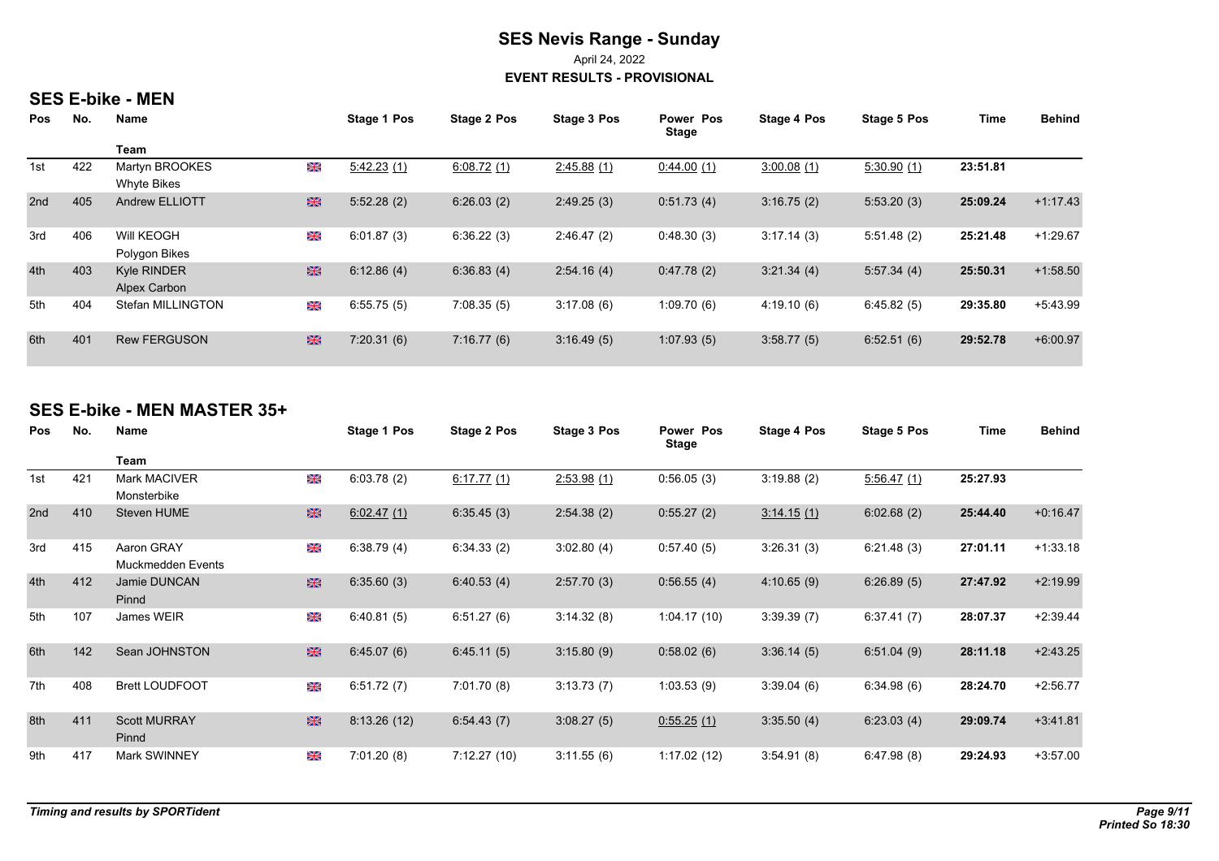# SES Nevis Range - Sunday

April 24, 2022

**EVENT RESULTS - PROVISIONAL**

## SES E-bike - MEN

| Pos | No. | Name / Team | | Stage 1 Pos | Stage 2 Pos | Stage 3 Pos | Power Stage Pos | Stage 4 Pos | Stage 5 Pos | Time | Behind |
|---|---|---|---|---|---|---|---|---|---|---|---|
| 1st | 422 | Martyn BROOKES<br>Whyte Bikes | GB | 5:42.23 (1) | 6:08.72 (1) | 2:45.88 (1) | 0:44.00 (1) | 3:00.08 (1) | 5:30.90 (1) | **23:51.81** | |
| 2nd | 405 | Andrew ELLIOTT | GB | 5:52.28 (2) | 6:26.03 (2) | 2:49.25 (3) | 0:51.73 (4) | 3:16.75 (2) | 5:53.20 (3) | **25:09.24** | +1:17.43 |
| 3rd | 406 | Will KEOGH<br>Polygon Bikes | GB | 6:01.87 (3) | 6:36.22 (3) | 2:46.47 (2) | 0:48.30 (3) | 3:17.14 (3) | 5:51.48 (2) | **25:21.48** | +1:29.67 |
| 4th | 403 | Kyle RINDER<br>Alpex Carbon | GB | 6:12.86 (4) | 6:36.83 (4) | 2:54.16 (4) | 0:47.78 (2) | 3:21.34 (4) | 5:57.34 (4) | **25:50.31** | +1:58.50 |
| 5th | 404 | Stefan MILLINGTON | GB | 6:55.75 (5) | 7:08.35 (5) | 3:17.08 (6) | 1:09.70 (6) | 4:19.10 (6) | 6:45.82 (5) | **29:35.80** | +5:43.99 |
| 6th | 401 | Rew FERGUSON | GB | 7:20.31 (6) | 7:16.77 (6) | 3:16.49 (5) | 1:07.93 (5) | 3:58.77 (5) | 6:52.51 (6) | **29:52.78** | +6:00.97 |

## SES E-bike - MEN MASTER 35+

| Pos | No. | Name / Team | | Stage 1 Pos | Stage 2 Pos | Stage 3 Pos | Power Stage Pos | Stage 4 Pos | Stage 5 Pos | Time | Behind |
|---|---|---|---|---|---|---|---|---|---|---|---|
| 1st | 421 | Mark MACIVER<br>Monsterbike | GB | 6:03.78 (2) | 6:17.77 (1) | 2:53.98 (1) | 0:56.05 (3) | 3:19.88 (2) | 5:56.47 (1) | **25:27.93** | |
| 2nd | 410 | Steven HUME | GB | 6:02.47 (1) | 6:35.45 (3) | 2:54.38 (2) | 0:55.27 (2) | 3:14.15 (1) | 6:02.68 (2) | **25:44.40** | +0:16.47 |
| 3rd | 415 | Aaron GRAY<br>Muckmedden Events | GB | 6:38.79 (4) | 6:34.33 (2) | 3:02.80 (4) | 0:57.40 (5) | 3:26.31 (3) | 6:21.48 (3) | **27:01.11** | +1:33.18 |
| 4th | 412 | Jamie DUNCAN<br>Pinnd | GB | 6:35.60 (3) | 6:40.53 (4) | 2:57.70 (3) | 0:56.55 (4) | 4:10.65 (9) | 6:26.89 (5) | **27:47.92** | +2:19.99 |
| 5th | 107 | James WEIR | GB | 6:40.81 (5) | 6:51.27 (6) | 3:14.32 (8) | 1:04.17 (10) | 3:39.39 (7) | 6:37.41 (7) | **28:07.37** | +2:39.44 |
| 6th | 142 | Sean JOHNSTON | GB | 6:45.07 (6) | 6:45.11 (5) | 3:15.80 (9) | 0:58.02 (6) | 3:36.14 (5) | 6:51.04 (9) | **28:11.18** | +2:43.25 |
| 7th | 408 | Brett LOUDFOOT | GB | 6:51.72 (7) | 7:01.70 (8) | 3:13.73 (7) | 1:03.53 (9) | 3:39.04 (6) | 6:34.98 (6) | **28:24.70** | +2:56.77 |
| 8th | 411 | Scott MURRAY<br>Pinnd | GB | 8:13.26 (12) | 6:54.43 (7) | 3:08.27 (5) | 0:55.25 (1) | 3:35.50 (4) | 6:23.03 (4) | **29:09.74** | +3:41.81 |
| 9th | 417 | Mark SWINNEY | GB | 7:01.20 (8) | 7:12.27 (10) | 3:11.55 (6) | 1:17.02 (12) | 3:54.91 (8) | 6:47.98 (8) | **29:24.93** | +3:57.00 |

*Timing and results by SPORTident*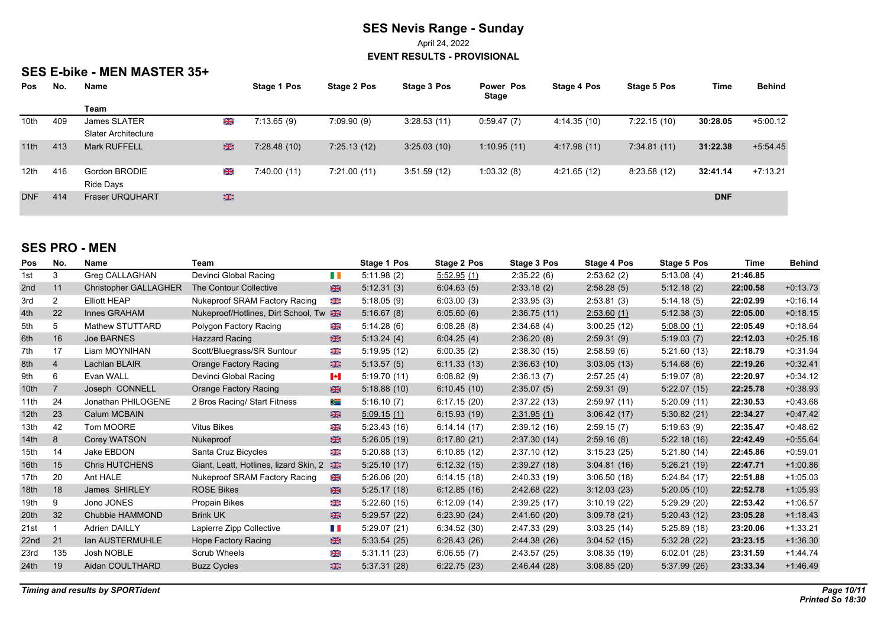# SES Nevis Range - Sunday

April 24, 2022

**EVENT RESULTS - PROVISIONAL**

## SES E-bike - MEN MASTER 35+

| Pos | No. | Name / Team | | Stage 1 Pos | Stage 2 Pos | Stage 3 Pos | Power Pos Stage | Stage 4 Pos | Stage 5 Pos | Time | Behind |
|---|---|---|---|---|---|---|---|---|---|---|---|
| 10th | 409 | James SLATER / Slater Architecture | GBR | 7:13.65 (9) | 7:09.90 (9) | 3:28.53 (11) | 0:59.47 (7) | 4:14.35 (10) | 7:22.15 (10) | **30:28.05** | +5:00.12 |
| 11th | 413 | Mark RUFFELL | GBR | 7:28.48 (10) | 7:25.13 (12) | 3:25.03 (10) | 1:10.95 (11) | 4:17.98 (11) | 7:34.81 (11) | **31:22.38** | +5:54.45 |
| 12th | 416 | Gordon BRODIE / Ride Days | GBR | 7:40.00 (11) | 7:21.00 (11) | 3:51.59 (12) | 1:03.32 (8) | 4:21.65 (12) | 8:23.58 (12) | **32:41.14** | +7:13.21 |
| DNF | 414 | Fraser URQUHART | GBR | | | | | | | **DNF** | |

## SES PRO - MEN

| Pos | No. | Name | Team | | Stage 1 Pos | Stage 2 Pos | Stage 3 Pos | Stage 4 Pos | Stage 5 Pos | Time | Behind |
|---|---|---|---|---|---|---|---|---|---|---|---|
| 1st | 3 | Greg CALLAGHAN | Devinci Global Racing | IRL | 5:11.98 (2) | 5:52.95 (1) | 2:35.22 (6) | 2:53.62 (2) | 5:13.08 (4) | **21:46.85** | |
| 2nd | 11 | Christopher GALLAGHER | The Contour Collective | GBR | 5:12.31 (3) | 6:04.63 (5) | 2:33.18 (2) | 2:58.28 (5) | 5:12.18 (2) | **22:00.58** | +0:13.73 |
| 3rd | 2 | Elliott HEAP | Nukeproof SRAM Factory Racing | GBR | 5:18.05 (9) | 6:03.00 (3) | 2:33.95 (3) | 2:53.81 (3) | 5:14.18 (5) | **22:02.99** | +0:16.14 |
| 4th | 22 | Innes GRAHAM | Nukeproof/Hotlines, Dirt School, Tw | GBR | 5:16.67 (8) | 6:05.60 (6) | 2:36.75 (11) | 2:53.60 (1) | 5:12.38 (3) | **22:05.00** | +0:18.15 |
| 5th | 5 | Mathew STUTTARD | Polygon Factory Racing | GBR | 5:14.28 (6) | 6:08.28 (8) | 2:34.68 (4) | 3:00.25 (12) | 5:08.00 (1) | **22:05.49** | +0:18.64 |
| 6th | 16 | Joe BARNES | Hazzard Racing | GBR | 5:13.24 (4) | 6:04.25 (4) | 2:36.20 (8) | 2:59.31 (9) | 5:19.03 (7) | **22:12.03** | +0:25.18 |
| 7th | 17 | Liam MOYNIHAN | Scott/Bluegrass/SR Suntour | GBR | 5:19.95 (12) | 6:00.35 (2) | 2:38.30 (15) | 2:58.59 (6) | 5:21.60 (13) | **22:18.79** | +0:31.94 |
| 8th | 4 | Lachlan BLAIR | Orange Factory Racing | GBR | 5:13.57 (5) | 6:11.33 (13) | 2:36.63 (10) | 3:03.05 (13) | 5:14.68 (6) | **22:19.26** | +0:32.41 |
| 9th | 6 | Evan WALL | Devinci Global Racing | CAN | 5:19.70 (11) | 6:08.82 (9) | 2:36.13 (7) | 2:57.25 (4) | 5:19.07 (8) | **22:20.97** | +0:34.12 |
| 10th | 7 | Joseph CONNELL | Orange Factory Racing | GBR | 5:18.88 (10) | 6:10.45 (10) | 2:35.07 (5) | 2:59.31 (9) | 5:22.07 (15) | **22:25.78** | +0:38.93 |
| 11th | 24 | Jonathan PHILOGENE | 2 Bros Racing/ Start Fitness | RSA | 5:16.10 (7) | 6:17.15 (20) | 2:37.22 (13) | 2:59.97 (11) | 5:20.09 (11) | **22:30.53** | +0:43.68 |
| 12th | 23 | Calum MCBAIN | | GBR | 5:09.15 (1) | 6:15.93 (19) | 2:31.95 (1) | 3:06.42 (17) | 5:30.82 (21) | **22:34.27** | +0:47.42 |
| 13th | 42 | Tom MOORE | Vitus Bikes | GBR | 5:23.43 (16) | 6:14.14 (17) | 2:39.12 (16) | 2:59.15 (7) | 5:19.63 (9) | **22:35.47** | +0:48.62 |
| 14th | 8 | Corey WATSON | Nukeproof | GBR | 5:26.05 (19) | 6:17.80 (21) | 2:37.30 (14) | 2:59.16 (8) | 5:22.18 (16) | **22:42.49** | +0:55.64 |
| 15th | 14 | Jake EBDON | Santa Cruz Bicycles | GBR | 5:20.88 (13) | 6:10.85 (12) | 2:37.10 (12) | 3:15.23 (25) | 5:21.80 (14) | **22:45.86** | +0:59.01 |
| 16th | 15 | Chris HUTCHENS | Giant, Leatt, Hotlines, lizard Skin, 2 | GBR | 5:25.10 (17) | 6:12.32 (15) | 2:39.27 (18) | 3:04.81 (16) | 5:26.21 (19) | **22:47.71** | +1:00.86 |
| 17th | 20 | Ant HALE | Nukeproof SRAM Factory Racing | GBR | 5:26.06 (20) | 6:14.15 (18) | 2:40.33 (19) | 3:06.50 (18) | 5:24.84 (17) | **22:51.88** | +1:05.03 |
| 18th | 18 | James SHIRLEY | ROSE Bikes | GBR | 5:25.17 (18) | 6:12.85 (16) | 2:42.68 (22) | 3:12.03 (23) | 5:20.05 (10) | **22:52.78** | +1:05.93 |
| 19th | 9 | Jono JONES | Propain Bikes | GBR | 5:22.60 (15) | 6:12.09 (14) | 2:39.25 (17) | 3:10.19 (22) | 5:29.29 (20) | **22:53.42** | +1:06.57 |
| 20th | 32 | Chubbie HAMMOND | Brink UK | GBR | 5:29.57 (22) | 6:23.90 (24) | 2:41.60 (20) | 3:09.78 (21) | 5:20.43 (12) | **23:05.28** | +1:18.43 |
| 21st | 1 | Adrien DAILLY | Lapierre Zipp Collective | FRA | 5:29.07 (21) | 6:34.52 (30) | 2:47.33 (29) | 3:03.25 (14) | 5:25.89 (18) | **23:20.06** | +1:33.21 |
| 22nd | 21 | Ian AUSTERMUHLE | Hope Factory Racing | GBR | 5:33.54 (25) | 6:28.43 (26) | 2:44.38 (26) | 3:04.52 (15) | 5:32.28 (22) | **23:23.15** | +1:36.30 |
| 23rd | 135 | Josh NOBLE | Scrub Wheels | GBR | 5:31.11 (23) | 6:06.55 (7) | 2:43.57 (25) | 3:08.35 (19) | 6:02.01 (28) | **23:31.59** | +1:44.74 |
| 24th | 19 | Aidan COULTHARD | Buzz Cycles | GBR | 5:37.31 (28) | 6:22.75 (23) | 2:46.44 (28) | 3:08.85 (20) | 5:37.99 (26) | **23:33.34** | +1:46.49 |

*Timing and results by SPORTident*

*Printed So 18:30*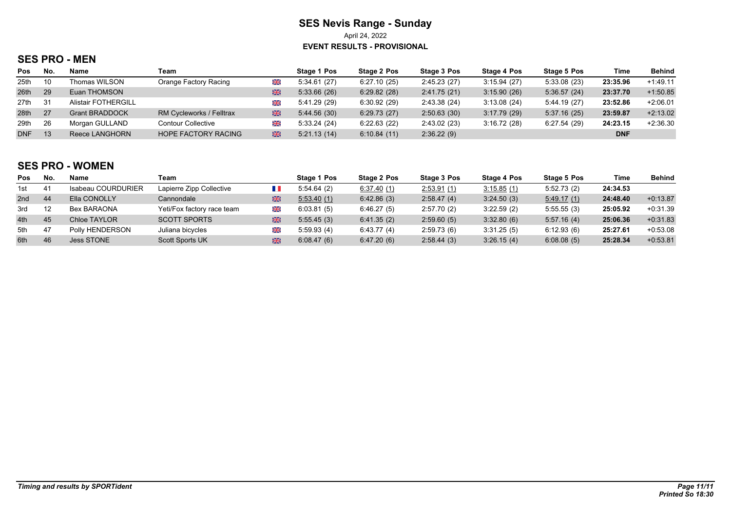## SES Nevis Range - Sunday

April 24, 2022

**EVENT RESULTS - PROVISIONAL**

### SES PRO - MEN

| Pos | No. | Name | Team | | Stage 1 Pos | Stage 2 Pos | Stage 3 Pos | Stage 4 Pos | Stage 5 Pos | Time | Behind |
|---|---|---|---|---|---|---|---|---|---|---|---|
| 25th | 10 | Thomas WILSON | Orange Factory Racing | GB | 5:34.61 (27) | 6:27.10 (25) | 2:45.23 (27) | 3:15.94 (27) | 5:33.08 (23) | **23:35.96** | +1:49.11 |
| 26th | 29 | Euan THOMSON | | GB | 5:33.66 (26) | 6:29.82 (28) | 2:41.75 (21) | 3:15.90 (26) | 5:36.57 (24) | **23:37.70** | +1:50.85 |
| 27th | 31 | Alistair FOTHERGILL | | GB | 5:41.29 (29) | 6:30.92 (29) | 2:43.38 (24) | 3:13.08 (24) | 5:44.19 (27) | **23:52.86** | +2:06.01 |
| 28th | 27 | Grant BRADDOCK | RM Cycleworks / Felltrax | GB | 5:44.56 (30) | 6:29.73 (27) | 2:50.63 (30) | 3:17.79 (29) | 5:37.16 (25) | **23:59.87** | +2:13.02 |
| 29th | 26 | Morgan GULLAND | Contour Collective | GB | 5:33.24 (24) | 6:22.63 (22) | 2:43.02 (23) | 3:16.72 (28) | 6:27.54 (29) | **24:23.15** | +2:36.30 |
| DNF | 13 | Reece LANGHORN | HOPE FACTORY RACING | GB | 5:21.13 (14) | 6:10.84 (11) | 2:36.22 (9) | | | **DNF** | |

### SES PRO - WOMEN

| Pos | No. | Name | Team | | Stage 1 Pos | Stage 2 Pos | Stage 3 Pos | Stage 4 Pos | Stage 5 Pos | Time | Behind |
|---|---|---|---|---|---|---|---|---|---|---|---|
| 1st | 41 | Isabeau COURDURIER | Lapierre Zipp Collective | FR | 5:54.64 (2) | 6:37.40 (1) | 2:53.91 (1) | 3:15.85 (1) | 5:52.73 (2) | **24:34.53** | |
| 2nd | 44 | Ella CONOLLY | Cannondale | GB | 5:53.40 (1) | 6:42.86 (3) | 2:58.47 (4) | 3:24.50 (3) | 5:49.17 (1) | **24:48.40** | +0:13.87 |
| 3rd | 12 | Bex BARAONA | Yeti/Fox factory race team | GB | 6:03.81 (5) | 6:46.27 (5) | 2:57.70 (2) | 3:22.59 (2) | 5:55.55 (3) | **25:05.92** | +0:31.39 |
| 4th | 45 | Chloe TAYLOR | SCOTT SPORTS | GB | 5:55.45 (3) | 6:41.35 (2) | 2:59.60 (5) | 3:32.80 (6) | 5:57.16 (4) | **25:06.36** | +0:31.83 |
| 5th | 47 | Polly HENDERSON | Juliana bicycles | GB | 5:59.93 (4) | 6:43.77 (4) | 2:59.73 (6) | 3:31.25 (5) | 6:12.93 (6) | **25:27.61** | +0:53.08 |
| 6th | 46 | Jess STONE | Scott Sports UK | GB | 6:08.47 (6) | 6:47.20 (6) | 2:58.44 (3) | 3:26.15 (4) | 6:08.08 (5) | **25:28.34** | +0:53.81 |

***Timing and results by SPORTident***

***Printed So 18:30***